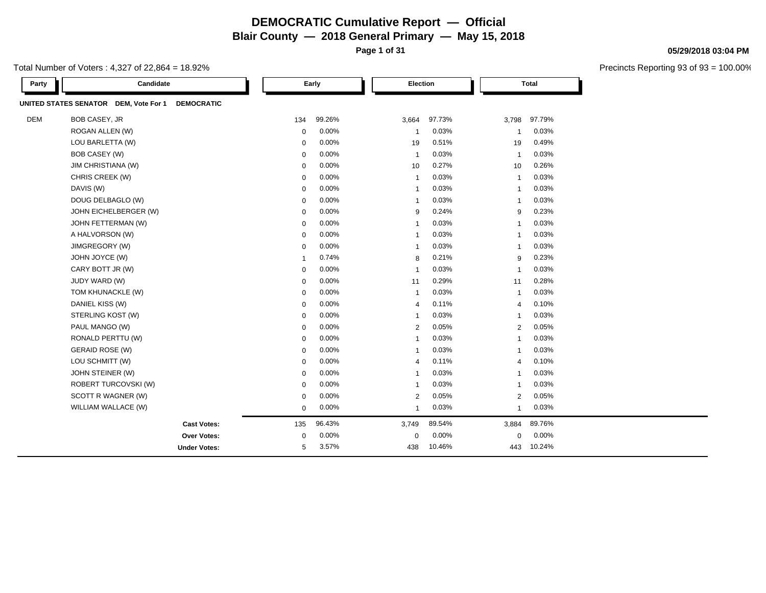# DEMOCRATIC Cumulative Report — Official

## Blair County — 2018 General Primary — May 15, 2018

05/29/2018 03:04 PM

Total Number of Voters : 4,327 of 22,864 = 18.92%

Precincts Reporting 93 of 93 = 100.00%

**UNITED STATES SENATOR DEM, Vote For 1 DEMOCRATIC**

| Party | Candidate | Early | | Election | | Total | |
|---|---|---|---|---|---|---|---|
| DEM | BOB CASEY, JR | 134 | 99.26% | 3,664 | 97.73% | 3,798 | 97.79% |
| | ROGAN ALLEN (W) | 0 | 0.00% | 1 | 0.03% | 1 | 0.03% |
| | LOU BARLETTA (W) | 0 | 0.00% | 19 | 0.51% | 19 | 0.49% |
| | BOB CASEY (W) | 0 | 0.00% | 1 | 0.03% | 1 | 0.03% |
| | JIM CHRISTIANA (W) | 0 | 0.00% | 10 | 0.27% | 10 | 0.26% |
| | CHRIS CREEK (W) | 0 | 0.00% | 1 | 0.03% | 1 | 0.03% |
| | DAVIS (W) | 0 | 0.00% | 1 | 0.03% | 1 | 0.03% |
| | DOUG DELBAGLO (W) | 0 | 0.00% | 1 | 0.03% | 1 | 0.03% |
| | JOHN EICHELBERGER (W) | 0 | 0.00% | 9 | 0.24% | 9 | 0.23% |
| | JOHN FETTERMAN (W) | 0 | 0.00% | 1 | 0.03% | 1 | 0.03% |
| | A HALVORSON (W) | 0 | 0.00% | 1 | 0.03% | 1 | 0.03% |
| | JIMGREGORY (W) | 0 | 0.00% | 1 | 0.03% | 1 | 0.03% |
| | JOHN JOYCE (W) | 1 | 0.74% | 8 | 0.21% | 9 | 0.23% |
| | CARY BOTT JR (W) | 0 | 0.00% | 1 | 0.03% | 1 | 0.03% |
| | JUDY WARD (W) | 0 | 0.00% | 11 | 0.29% | 11 | 0.28% |
| | TOM KHUNACKLE (W) | 0 | 0.00% | 1 | 0.03% | 1 | 0.03% |
| | DANIEL KISS (W) | 0 | 0.00% | 4 | 0.11% | 4 | 0.10% |
| | STERLING KOST (W) | 0 | 0.00% | 1 | 0.03% | 1 | 0.03% |
| | PAUL MANGO (W) | 0 | 0.00% | 2 | 0.05% | 2 | 0.05% |
| | RONALD PERTTU (W) | 0 | 0.00% | 1 | 0.03% | 1 | 0.03% |
| | GERAID ROSE (W) | 0 | 0.00% | 1 | 0.03% | 1 | 0.03% |
| | LOU SCHMITT (W) | 0 | 0.00% | 4 | 0.11% | 4 | 0.10% |
| | JOHN STEINER (W) | 0 | 0.00% | 1 | 0.03% | 1 | 0.03% |
| | ROBERT TURCOVSKI (W) | 0 | 0.00% | 1 | 0.03% | 1 | 0.03% |
| | SCOTT R WAGNER (W) | 0 | 0.00% | 2 | 0.05% | 2 | 0.05% |
| | WILLIAM WALLACE (W) | 0 | 0.00% | 1 | 0.03% | 1 | 0.03% |
| | **Cast Votes:** | 135 | 96.43% | 3,749 | 89.54% | 3,884 | 89.76% |
| | **Over Votes:** | 0 | 0.00% | 0 | 0.00% | 0 | 0.00% |
| | **Under Votes:** | 5 | 3.57% | 438 | 10.46% | 443 | 10.24% |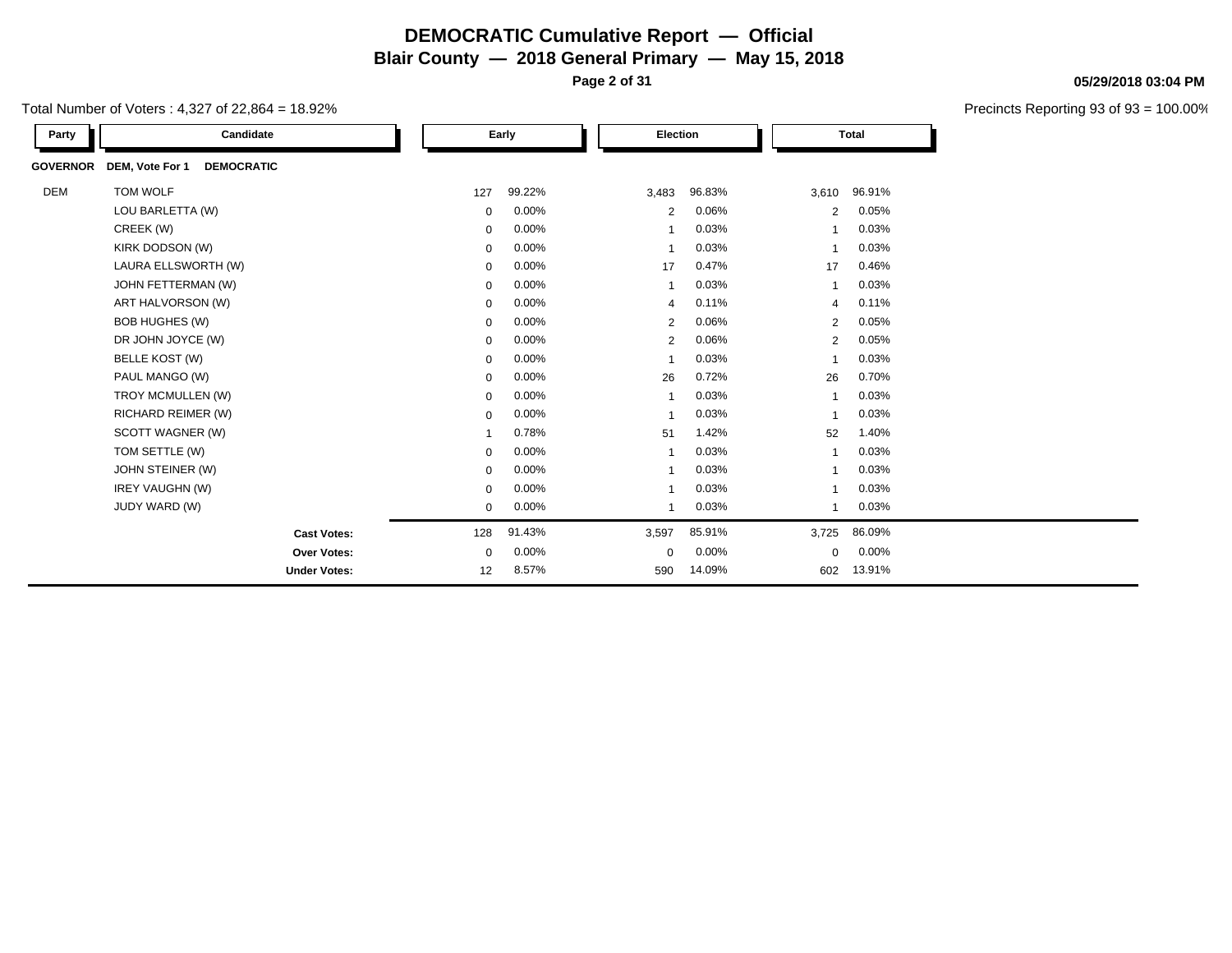# DEMOCRATIC Cumulative Report — Official

## Blair County — 2018 General Primary — May 15, 2018

05/29/2018 03:04 PM

Total Number of Voters : 4,327 of 22,864 = 18.92%

Precincts Reporting 93 of 93 = 100.00%

| Party | Candidate | Early | | Election | | Total | |
|---|---|---|---|---|---|---|---|
| **GOVERNOR** | **DEM, Vote For 1 DEMOCRATIC** | | | | | | |
| DEM | TOM WOLF | 127 | 99.22% | 3,483 | 96.83% | 3,610 | 96.91% |
| | LOU BARLETTA (W) | 0 | 0.00% | 2 | 0.06% | 2 | 0.05% |
| | CREEK (W) | 0 | 0.00% | 1 | 0.03% | 1 | 0.03% |
| | KIRK DODSON (W) | 0 | 0.00% | 1 | 0.03% | 1 | 0.03% |
| | LAURA ELLSWORTH (W) | 0 | 0.00% | 17 | 0.47% | 17 | 0.46% |
| | JOHN FETTERMAN (W) | 0 | 0.00% | 1 | 0.03% | 1 | 0.03% |
| | ART HALVORSON (W) | 0 | 0.00% | 4 | 0.11% | 4 | 0.11% |
| | BOB HUGHES (W) | 0 | 0.00% | 2 | 0.06% | 2 | 0.05% |
| | DR JOHN JOYCE (W) | 0 | 0.00% | 2 | 0.06% | 2 | 0.05% |
| | BELLE KOST (W) | 0 | 0.00% | 1 | 0.03% | 1 | 0.03% |
| | PAUL MANGO (W) | 0 | 0.00% | 26 | 0.72% | 26 | 0.70% |
| | TROY MCMULLEN (W) | 0 | 0.00% | 1 | 0.03% | 1 | 0.03% |
| | RICHARD REIMER (W) | 0 | 0.00% | 1 | 0.03% | 1 | 0.03% |
| | SCOTT WAGNER (W) | 1 | 0.78% | 51 | 1.42% | 52 | 1.40% |
| | TOM SETTLE (W) | 0 | 0.00% | 1 | 0.03% | 1 | 0.03% |
| | JOHN STEINER (W) | 0 | 0.00% | 1 | 0.03% | 1 | 0.03% |
| | IREY VAUGHN (W) | 0 | 0.00% | 1 | 0.03% | 1 | 0.03% |
| | JUDY WARD (W) | 0 | 0.00% | 1 | 0.03% | 1 | 0.03% |
| | **Cast Votes:** | 128 | 91.43% | 3,597 | 85.91% | 3,725 | 86.09% |
| | **Over Votes:** | 0 | 0.00% | 0 | 0.00% | 0 | 0.00% |
| | **Under Votes:** | 12 | 8.57% | 590 | 14.09% | 602 | 13.91% |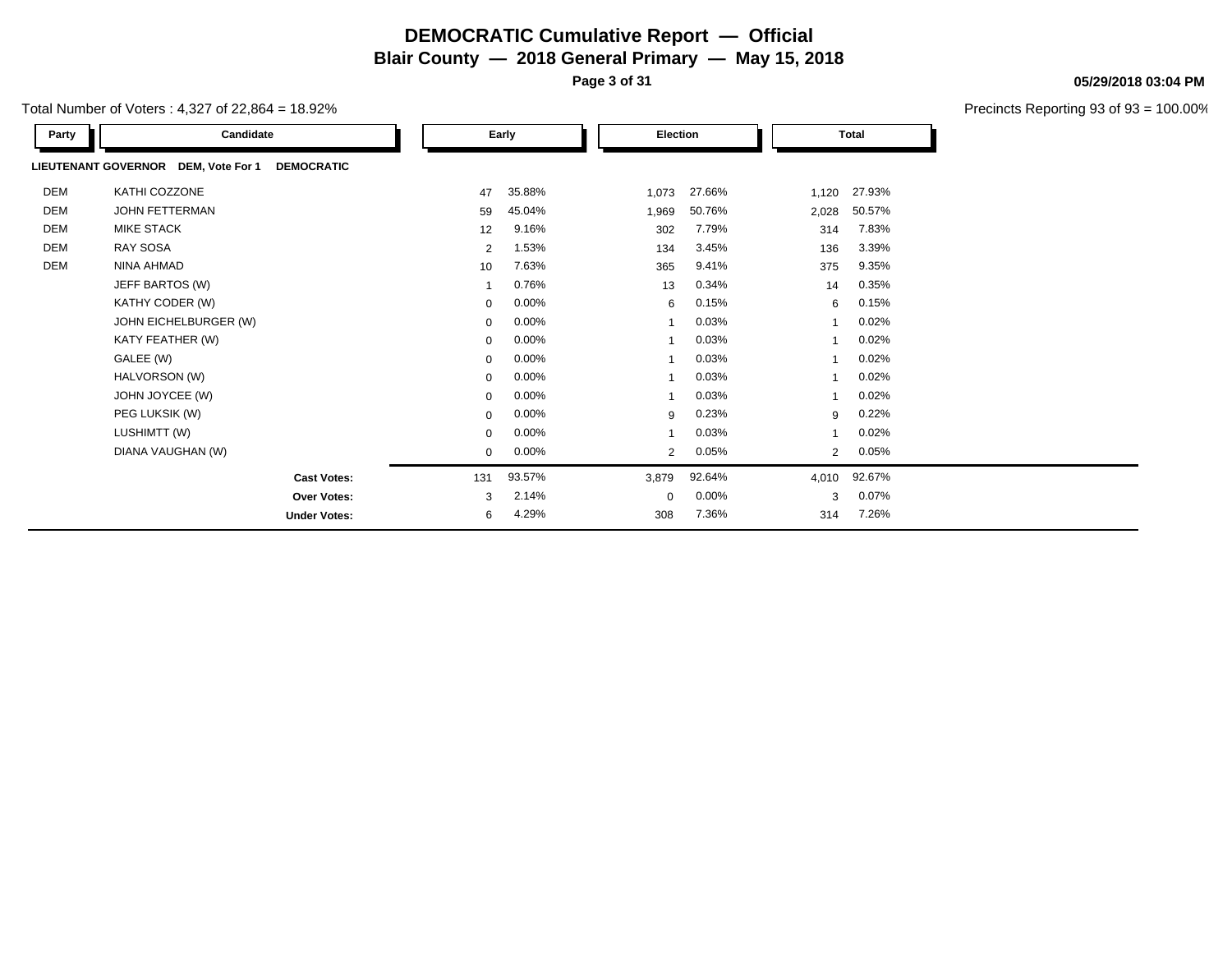# DEMOCRATIC Cumulative Report — Official

## Blair County — 2018 General Primary — May 15, 2018

05/29/2018 03:04 PM

Total Number of Voters : 4,327 of 22,864 = 18.92%

Precincts Reporting 93 of 93 = 100.00%

**LIEUTENANT GOVERNOR DEM, Vote For 1 DEMOCRATIC**

| Party | Candidate | Early | | Election | | Total | |
|---|---|---|---|---|---|---|---|
| DEM | KATHI COZZONE | 47 | 35.88% | 1,073 | 27.66% | 1,120 | 27.93% |
| DEM | JOHN FETTERMAN | 59 | 45.04% | 1,969 | 50.76% | 2,028 | 50.57% |
| DEM | MIKE STACK | 12 | 9.16% | 302 | 7.79% | 314 | 7.83% |
| DEM | RAY SOSA | 2 | 1.53% | 134 | 3.45% | 136 | 3.39% |
| DEM | NINA AHMAD | 10 | 7.63% | 365 | 9.41% | 375 | 9.35% |
| | JEFF BARTOS (W) | 1 | 0.76% | 13 | 0.34% | 14 | 0.35% |
| | KATHY CODER (W) | 0 | 0.00% | 6 | 0.15% | 6 | 0.15% |
| | JOHN EICHELBURGER (W) | 0 | 0.00% | 1 | 0.03% | 1 | 0.02% |
| | KATY FEATHER (W) | 0 | 0.00% | 1 | 0.03% | 1 | 0.02% |
| | GALEE (W) | 0 | 0.00% | 1 | 0.03% | 1 | 0.02% |
| | HALVORSON (W) | 0 | 0.00% | 1 | 0.03% | 1 | 0.02% |
| | JOHN JOYCEE (W) | 0 | 0.00% | 1 | 0.03% | 1 | 0.02% |
| | PEG LUKSIK (W) | 0 | 0.00% | 9 | 0.23% | 9 | 0.22% |
| | LUSHIMTT (W) | 0 | 0.00% | 1 | 0.03% | 1 | 0.02% |
| | DIANA VAUGHAN (W) | 0 | 0.00% | 2 | 0.05% | 2 | 0.05% |
| | **Cast Votes:** | 131 | 93.57% | 3,879 | 92.64% | 4,010 | 92.67% |
| | **Over Votes:** | 3 | 2.14% | 0 | 0.00% | 3 | 0.07% |
| | **Under Votes:** | 6 | 4.29% | 308 | 7.36% | 314 | 7.26% |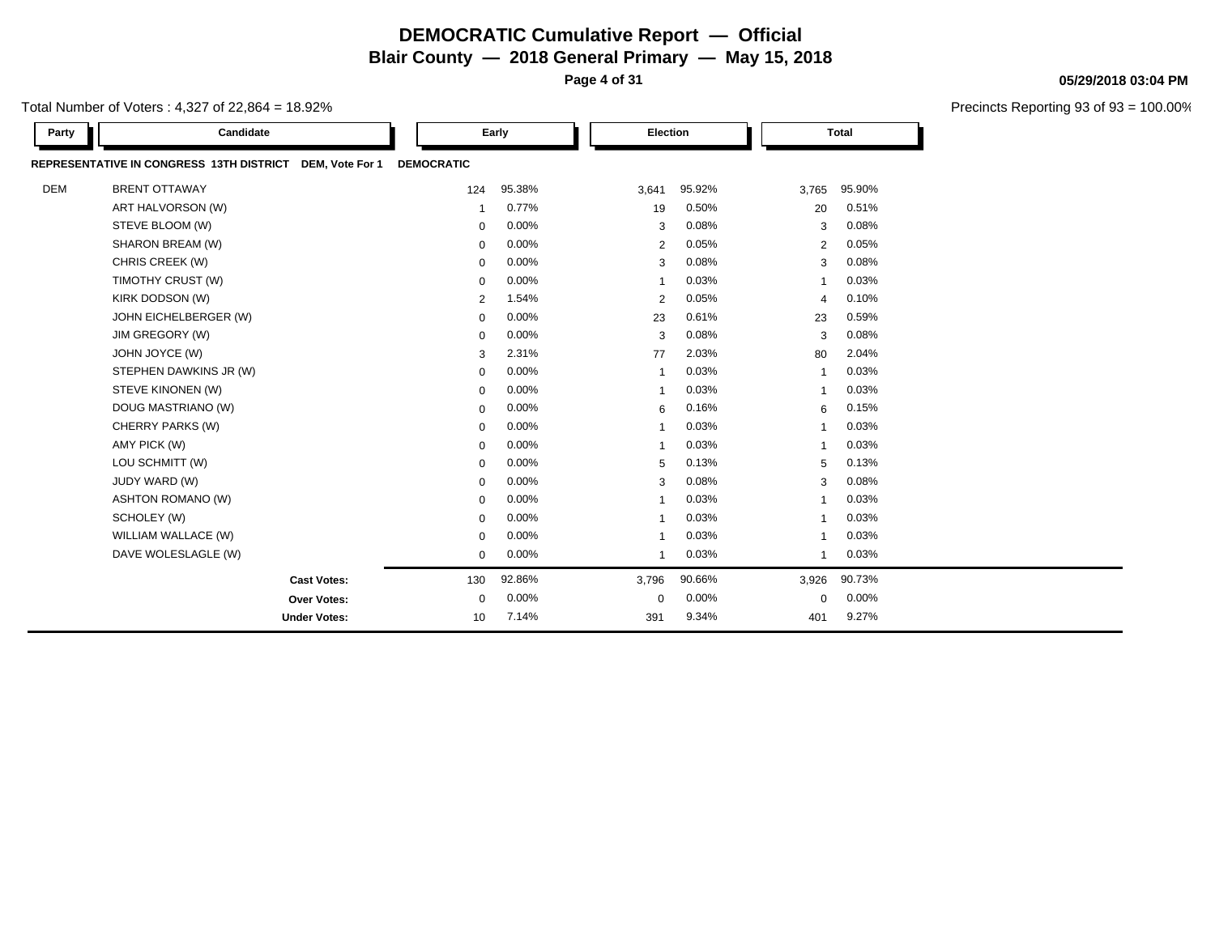# DEMOCRATIC Cumulative Report — Official

**Blair County — 2018 General Primary — May 15, 2018**

**05/29/2018 03:04 PM**

Total Number of Voters : 4,327 of 22,864 = 18.92%

Precincts Reporting 93 of 93 = 100.00%

| Party | Candidate | Early | | Election | | Total | |
|---|---|---|---|---|---|---|---|
| **REPRESENTATIVE IN CONGRESS 13TH DISTRICT DEM, Vote For 1** | | **DEMOCRATIC** | | | | | |
| DEM | BRENT OTTAWAY | 124 | 95.38% | 3,641 | 95.92% | 3,765 | 95.90% |
| | ART HALVORSON (W) | 1 | 0.77% | 19 | 0.50% | 20 | 0.51% |
| | STEVE BLOOM (W) | 0 | 0.00% | 3 | 0.08% | 3 | 0.08% |
| | SHARON BREAM (W) | 0 | 0.00% | 2 | 0.05% | 2 | 0.05% |
| | CHRIS CREEK (W) | 0 | 0.00% | 3 | 0.08% | 3 | 0.08% |
| | TIMOTHY CRUST (W) | 0 | 0.00% | 1 | 0.03% | 1 | 0.03% |
| | KIRK DODSON (W) | 2 | 1.54% | 2 | 0.05% | 4 | 0.10% |
| | JOHN EICHELBERGER (W) | 0 | 0.00% | 23 | 0.61% | 23 | 0.59% |
| | JIM GREGORY (W) | 0 | 0.00% | 3 | 0.08% | 3 | 0.08% |
| | JOHN JOYCE (W) | 3 | 2.31% | 77 | 2.03% | 80 | 2.04% |
| | STEPHEN DAWKINS JR (W) | 0 | 0.00% | 1 | 0.03% | 1 | 0.03% |
| | STEVE KINONEN (W) | 0 | 0.00% | 1 | 0.03% | 1 | 0.03% |
| | DOUG MASTRIANO (W) | 0 | 0.00% | 6 | 0.16% | 6 | 0.15% |
| | CHERRY PARKS (W) | 0 | 0.00% | 1 | 0.03% | 1 | 0.03% |
| | AMY PICK (W) | 0 | 0.00% | 1 | 0.03% | 1 | 0.03% |
| | LOU SCHMITT (W) | 0 | 0.00% | 5 | 0.13% | 5 | 0.13% |
| | JUDY WARD (W) | 0 | 0.00% | 3 | 0.08% | 3 | 0.08% |
| | ASHTON ROMANO (W) | 0 | 0.00% | 1 | 0.03% | 1 | 0.03% |
| | SCHOLEY (W) | 0 | 0.00% | 1 | 0.03% | 1 | 0.03% |
| | WILLIAM WALLACE (W) | 0 | 0.00% | 1 | 0.03% | 1 | 0.03% |
| | DAVE WOLESLAGLE (W) | 0 | 0.00% | 1 | 0.03% | 1 | 0.03% |
| | **Cast Votes:** | 130 | 92.86% | 3,796 | 90.66% | 3,926 | 90.73% |
| | **Over Votes:** | 0 | 0.00% | 0 | 0.00% | 0 | 0.00% |
| | **Under Votes:** | 10 | 7.14% | 391 | 9.34% | 401 | 9.27% |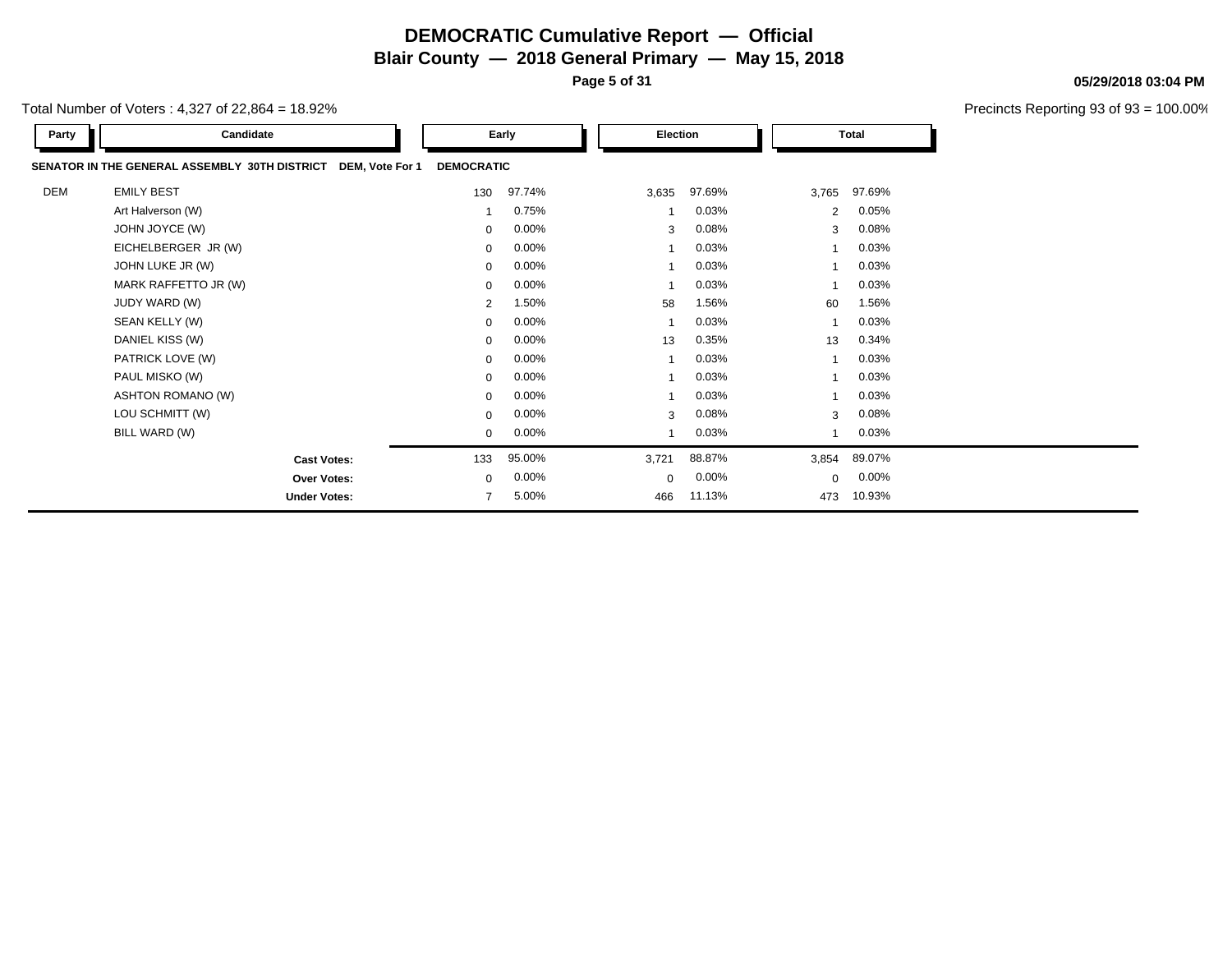# DEMOCRATIC Cumulative Report — Official

**Blair County — 2018 General Primary — May 15, 2018**

**05/29/2018 03:04 PM**

Total Number of Voters : 4,327 of 22,864 = 18.92%

Precincts Reporting 93 of 93 = 100.00%

**SENATOR IN THE GENERAL ASSEMBLY 30TH DISTRICT DEM, Vote For 1 DEMOCRATIC**

| Party | Candidate | Early | | Election | | Total | |
|---|---|---|---|---|---|---|---|
| DEM | EMILY BEST | 130 | 97.74% | 3,635 | 97.69% | 3,765 | 97.69% |
| | Art Halverson (W) | 1 | 0.75% | 1 | 0.03% | 2 | 0.05% |
| | JOHN JOYCE (W) | 0 | 0.00% | 3 | 0.08% | 3 | 0.08% |
| | EICHELBERGER JR (W) | 0 | 0.00% | 1 | 0.03% | 1 | 0.03% |
| | JOHN LUKE JR (W) | 0 | 0.00% | 1 | 0.03% | 1 | 0.03% |
| | MARK RAFFETTO JR (W) | 0 | 0.00% | 1 | 0.03% | 1 | 0.03% |
| | JUDY WARD (W) | 2 | 1.50% | 58 | 1.56% | 60 | 1.56% |
| | SEAN KELLY (W) | 0 | 0.00% | 1 | 0.03% | 1 | 0.03% |
| | DANIEL KISS (W) | 0 | 0.00% | 13 | 0.35% | 13 | 0.34% |
| | PATRICK LOVE (W) | 0 | 0.00% | 1 | 0.03% | 1 | 0.03% |
| | PAUL MISKO (W) | 0 | 0.00% | 1 | 0.03% | 1 | 0.03% |
| | ASHTON ROMANO (W) | 0 | 0.00% | 1 | 0.03% | 1 | 0.03% |
| | LOU SCHMITT (W) | 0 | 0.00% | 3 | 0.08% | 3 | 0.08% |
| | BILL WARD (W) | 0 | 0.00% | 1 | 0.03% | 1 | 0.03% |
| | **Cast Votes:** | 133 | 95.00% | 3,721 | 88.87% | 3,854 | 89.07% |
| | **Over Votes:** | 0 | 0.00% | 0 | 0.00% | 0 | 0.00% |
| | **Under Votes:** | 7 | 5.00% | 466 | 11.13% | 473 | 10.93% |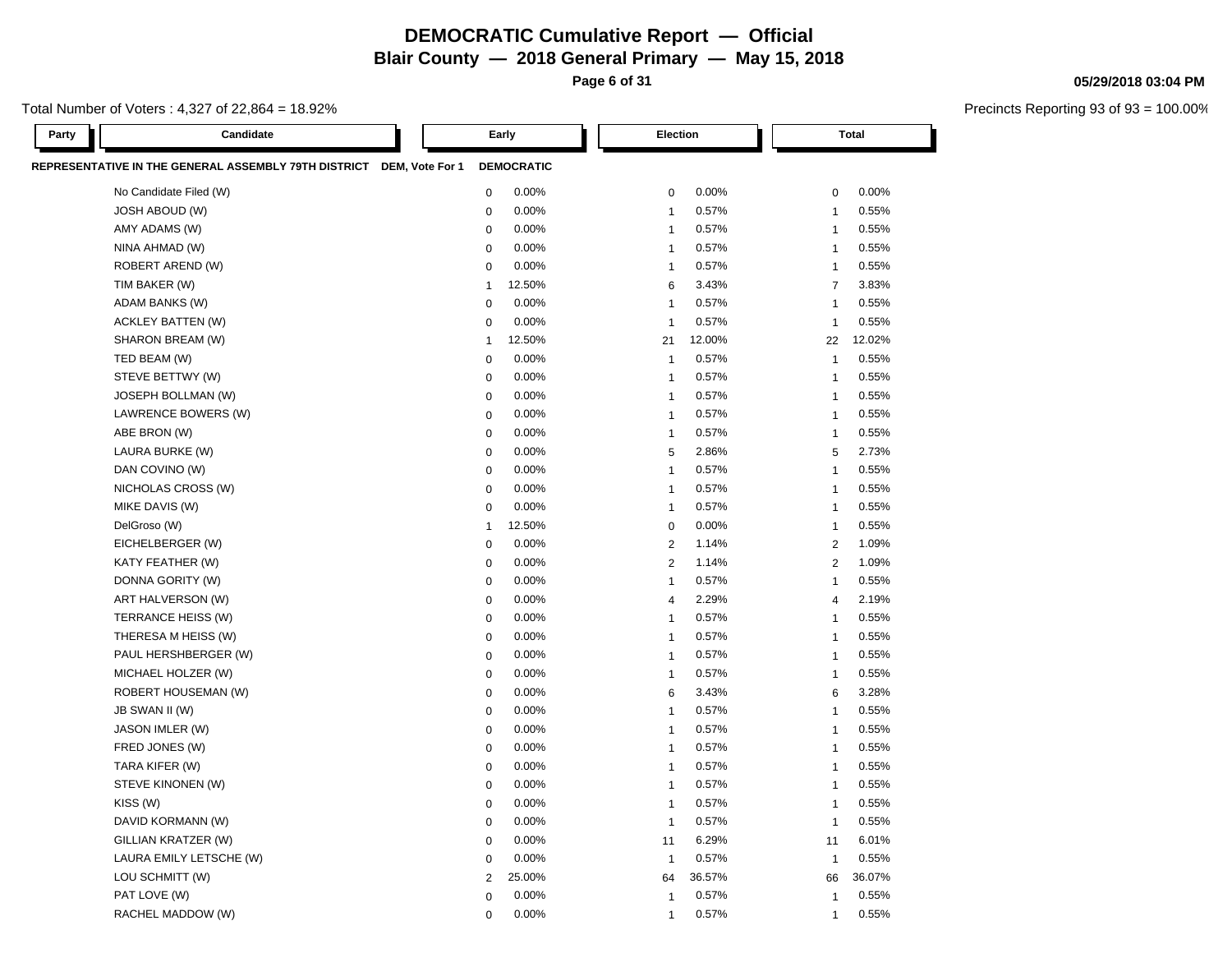# DEMOCRATIC Cumulative Report — Official

**Blair County — 2018 General Primary — May 15, 2018**

**05/29/2018 03:04 PM**

Total Number of Voters : 4,327 of 22,864 = 18.92%

Precincts Reporting 93 of 93 = 100.00%

| Party | Candidate | Early | | Election | | Total | |
|---|---|---|---|---|---|---|---|
| **REPRESENTATIVE IN THE GENERAL ASSEMBLY 79TH DISTRICT** | **DEM, Vote For 1** | **DEMOCRATIC** | | | | | |
| | No Candidate Filed (W) | 0 | 0.00% | 0 | 0.00% | 0 | 0.00% |
| | JOSH ABOUD (W) | 0 | 0.00% | 1 | 0.57% | 1 | 0.55% |
| | AMY ADAMS (W) | 0 | 0.00% | 1 | 0.57% | 1 | 0.55% |
| | NINA AHMAD (W) | 0 | 0.00% | 1 | 0.57% | 1 | 0.55% |
| | ROBERT AREND (W) | 0 | 0.00% | 1 | 0.57% | 1 | 0.55% |
| | TIM BAKER (W) | 1 | 12.50% | 6 | 3.43% | 7 | 3.83% |
| | ADAM BANKS (W) | 0 | 0.00% | 1 | 0.57% | 1 | 0.55% |
| | ACKLEY BATTEN (W) | 0 | 0.00% | 1 | 0.57% | 1 | 0.55% |
| | SHARON BREAM (W) | 1 | 12.50% | 21 | 12.00% | 22 | 12.02% |
| | TED BEAM (W) | 0 | 0.00% | 1 | 0.57% | 1 | 0.55% |
| | STEVE BETTWY (W) | 0 | 0.00% | 1 | 0.57% | 1 | 0.55% |
| | JOSEPH BOLLMAN (W) | 0 | 0.00% | 1 | 0.57% | 1 | 0.55% |
| | LAWRENCE BOWERS (W) | 0 | 0.00% | 1 | 0.57% | 1 | 0.55% |
| | ABE BRON (W) | 0 | 0.00% | 1 | 0.57% | 1 | 0.55% |
| | LAURA BURKE (W) | 0 | 0.00% | 5 | 2.86% | 5 | 2.73% |
| | DAN COVINO (W) | 0 | 0.00% | 1 | 0.57% | 1 | 0.55% |
| | NICHOLAS CROSS (W) | 0 | 0.00% | 1 | 0.57% | 1 | 0.55% |
| | MIKE DAVIS (W) | 0 | 0.00% | 1 | 0.57% | 1 | 0.55% |
| | DelGroso (W) | 1 | 12.50% | 0 | 0.00% | 1 | 0.55% |
| | EICHELBERGER (W) | 0 | 0.00% | 2 | 1.14% | 2 | 1.09% |
| | KATY FEATHER (W) | 0 | 0.00% | 2 | 1.14% | 2 | 1.09% |
| | DONNA GORITY (W) | 0 | 0.00% | 1 | 0.57% | 1 | 0.55% |
| | ART HALVERSON (W) | 0 | 0.00% | 4 | 2.29% | 4 | 2.19% |
| | TERRANCE HEISS (W) | 0 | 0.00% | 1 | 0.57% | 1 | 0.55% |
| | THERESA M HEISS (W) | 0 | 0.00% | 1 | 0.57% | 1 | 0.55% |
| | PAUL HERSHBERGER (W) | 0 | 0.00% | 1 | 0.57% | 1 | 0.55% |
| | MICHAEL HOLZER (W) | 0 | 0.00% | 1 | 0.57% | 1 | 0.55% |
| | ROBERT HOUSEMAN (W) | 0 | 0.00% | 6 | 3.43% | 6 | 3.28% |
| | JB SWAN II (W) | 0 | 0.00% | 1 | 0.57% | 1 | 0.55% |
| | JASON IMLER (W) | 0 | 0.00% | 1 | 0.57% | 1 | 0.55% |
| | FRED JONES (W) | 0 | 0.00% | 1 | 0.57% | 1 | 0.55% |
| | TARA KIFER (W) | 0 | 0.00% | 1 | 0.57% | 1 | 0.55% |
| | STEVE KINONEN (W) | 0 | 0.00% | 1 | 0.57% | 1 | 0.55% |
| | KISS (W) | 0 | 0.00% | 1 | 0.57% | 1 | 0.55% |
| | DAVID KORMANN (W) | 0 | 0.00% | 1 | 0.57% | 1 | 0.55% |
| | GILLIAN KRATZER (W) | 0 | 0.00% | 11 | 6.29% | 11 | 6.01% |
| | LAURA EMILY LETSCHE (W) | 0 | 0.00% | 1 | 0.57% | 1 | 0.55% |
| | LOU SCHMITT (W) | 2 | 25.00% | 64 | 36.57% | 66 | 36.07% |
| | PAT LOVE (W) | 0 | 0.00% | 1 | 0.57% | 1 | 0.55% |
| | RACHEL MADDOW (W) | 0 | 0.00% | 1 | 0.57% | 1 | 0.55% |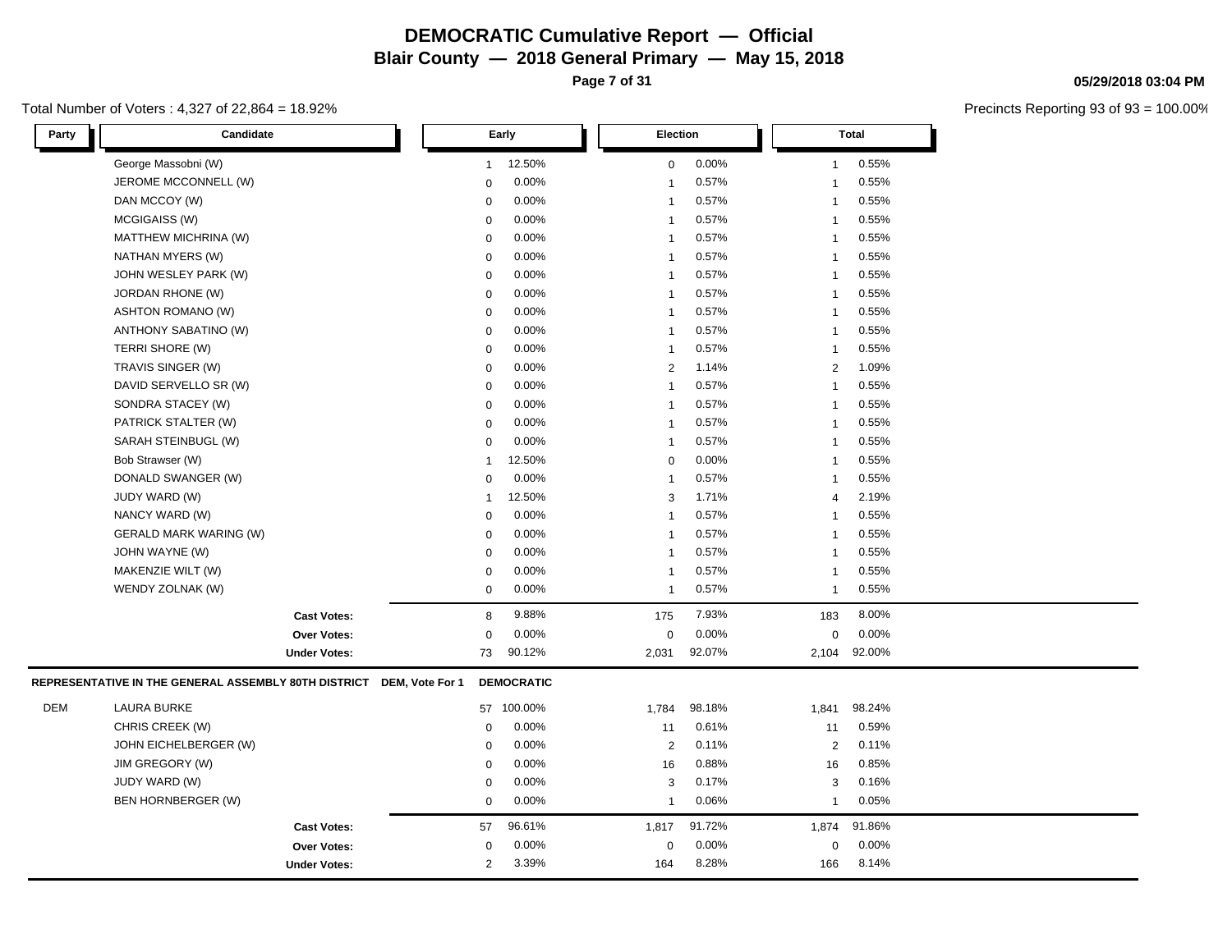# DEMOCRATIC Cumulative Report — Official

## Blair County — 2018 General Primary — May 15, 2018

05/29/2018 03:04 PM

Total Number of Voters : 4,327 of 22,864 = 18.92%

Precincts Reporting 93 of 93 = 100.00%

| Party | Candidate | Early | | Election | | Total | |
|---|---|---|---|---|---|---|---|
| | George Massobni (W) | 1 | 12.50% | 0 | 0.00% | 1 | 0.55% |
| | JEROME MCCONNELL (W) | 0 | 0.00% | 1 | 0.57% | 1 | 0.55% |
| | DAN MCCOY (W) | 0 | 0.00% | 1 | 0.57% | 1 | 0.55% |
| | MCGIGAISS (W) | 0 | 0.00% | 1 | 0.57% | 1 | 0.55% |
| | MATTHEW MICHRINA (W) | 0 | 0.00% | 1 | 0.57% | 1 | 0.55% |
| | NATHAN MYERS (W) | 0 | 0.00% | 1 | 0.57% | 1 | 0.55% |
| | JOHN WESLEY PARK (W) | 0 | 0.00% | 1 | 0.57% | 1 | 0.55% |
| | JORDAN RHONE (W) | 0 | 0.00% | 1 | 0.57% | 1 | 0.55% |
| | ASHTON ROMANO (W) | 0 | 0.00% | 1 | 0.57% | 1 | 0.55% |
| | ANTHONY SABATINO (W) | 0 | 0.00% | 1 | 0.57% | 1 | 0.55% |
| | TERRI SHORE (W) | 0 | 0.00% | 1 | 0.57% | 1 | 0.55% |
| | TRAVIS SINGER (W) | 0 | 0.00% | 2 | 1.14% | 2 | 1.09% |
| | DAVID SERVELLO SR (W) | 0 | 0.00% | 1 | 0.57% | 1 | 0.55% |
| | SONDRA STACEY (W) | 0 | 0.00% | 1 | 0.57% | 1 | 0.55% |
| | PATRICK STALTER (W) | 0 | 0.00% | 1 | 0.57% | 1 | 0.55% |
| | SARAH STEINBUGL (W) | 0 | 0.00% | 1 | 0.57% | 1 | 0.55% |
| | Bob Strawser (W) | 1 | 12.50% | 0 | 0.00% | 1 | 0.55% |
| | DONALD SWANGER (W) | 0 | 0.00% | 1 | 0.57% | 1 | 0.55% |
| | JUDY WARD (W) | 1 | 12.50% | 3 | 1.71% | 4 | 2.19% |
| | NANCY WARD (W) | 0 | 0.00% | 1 | 0.57% | 1 | 0.55% |
| | GERALD MARK WARING (W) | 0 | 0.00% | 1 | 0.57% | 1 | 0.55% |
| | JOHN WAYNE (W) | 0 | 0.00% | 1 | 0.57% | 1 | 0.55% |
| | MAKENZIE WILT (W) | 0 | 0.00% | 1 | 0.57% | 1 | 0.55% |
| | WENDY ZOLNAK (W) | 0 | 0.00% | 1 | 0.57% | 1 | 0.55% |
| | **Cast Votes:** | 8 | 9.88% | 175 | 7.93% | 183 | 8.00% |
| | **Over Votes:** | 0 | 0.00% | 0 | 0.00% | 0 | 0.00% |
| | **Under Votes:** | 73 | 90.12% | 2,031 | 92.07% | 2,104 | 92.00% |

**REPRESENTATIVE IN THE GENERAL ASSEMBLY 80TH DISTRICT** DEM, Vote For 1 **DEMOCRATIC**

| Party | Candidate | Early | | Election | | Total | |
|---|---|---|---|---|---|---|---|
| DEM | LAURA BURKE | 57 | 100.00% | 1,784 | 98.18% | 1,841 | 98.24% |
| | CHRIS CREEK (W) | 0 | 0.00% | 11 | 0.61% | 11 | 0.59% |
| | JOHN EICHELBERGER (W) | 0 | 0.00% | 2 | 0.11% | 2 | 0.11% |
| | JIM GREGORY (W) | 0 | 0.00% | 16 | 0.88% | 16 | 0.85% |
| | JUDY WARD (W) | 0 | 0.00% | 3 | 0.17% | 3 | 0.16% |
| | BEN HORNBERGER (W) | 0 | 0.00% | 1 | 0.06% | 1 | 0.05% |
| | **Cast Votes:** | 57 | 96.61% | 1,817 | 91.72% | 1,874 | 91.86% |
| | **Over Votes:** | 0 | 0.00% | 0 | 0.00% | 0 | 0.00% |
| | **Under Votes:** | 2 | 3.39% | 164 | 8.28% | 166 | 8.14% |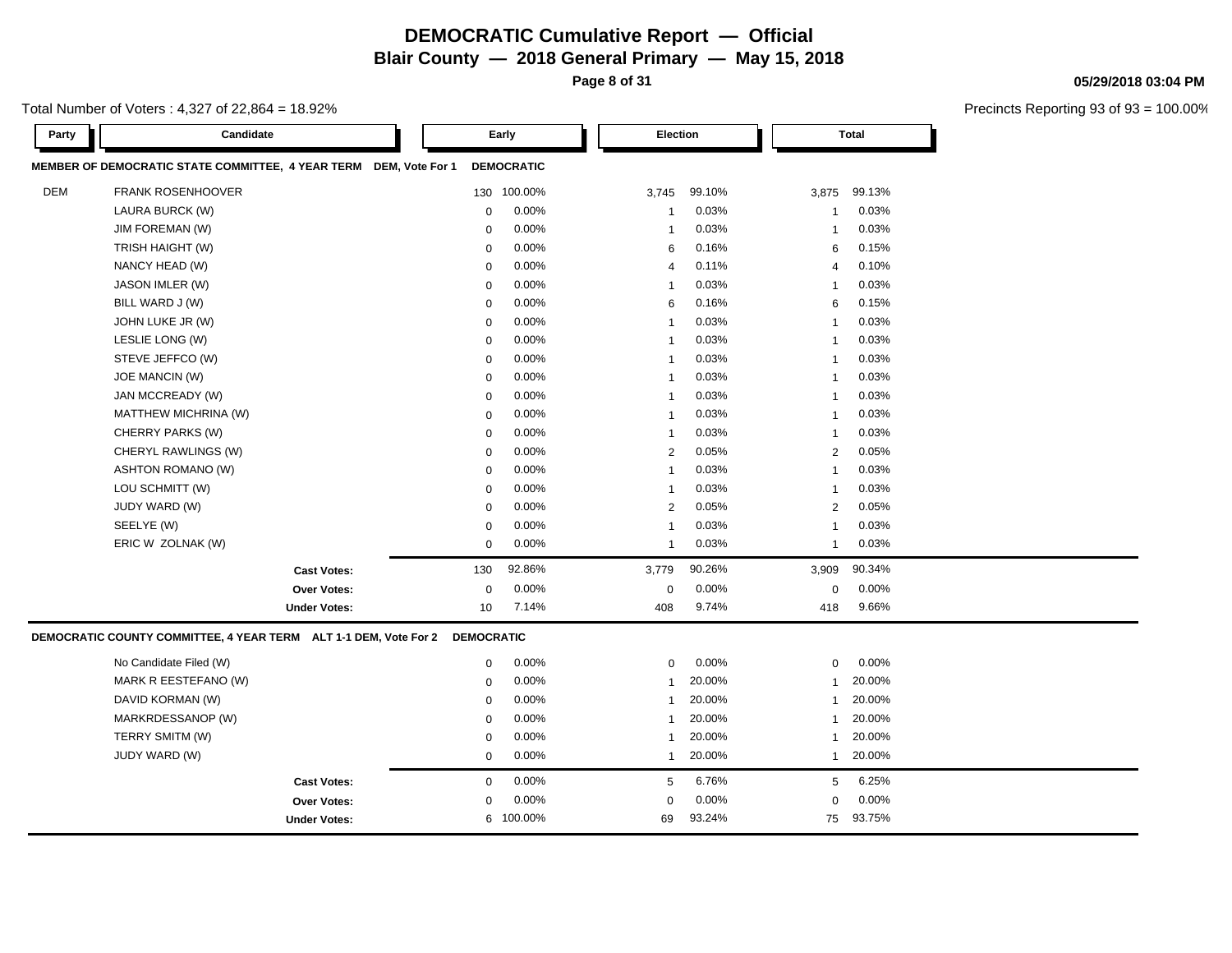# DEMOCRATIC Cumulative Report — Official

## Blair County — 2018 General Primary — May 15, 2018

**05/29/2018 03:04 PM**

Total Number of Voters : 4,327 of 22,864 = 18.92%

Precincts Reporting 93 of 93 = 100.00%

| Party | Candidate | Early | | Election | | Total | |
|---|---|---|---|---|---|---|---|
| **MEMBER OF DEMOCRATIC STATE COMMITTEE, 4 YEAR TERM DEM, Vote For 1** | | **DEMOCRATIC** | | | | | |
| DEM | FRANK ROSENHOOVER | 130 | 100.00% | 3,745 | 99.10% | 3,875 | 99.13% |
| | LAURA BURCK (W) | 0 | 0.00% | 1 | 0.03% | 1 | 0.03% |
| | JIM FOREMAN (W) | 0 | 0.00% | 1 | 0.03% | 1 | 0.03% |
| | TRISH HAIGHT (W) | 0 | 0.00% | 6 | 0.16% | 6 | 0.15% |
| | NANCY HEAD (W) | 0 | 0.00% | 4 | 0.11% | 4 | 0.10% |
| | JASON IMLER (W) | 0 | 0.00% | 1 | 0.03% | 1 | 0.03% |
| | BILL WARD J (W) | 0 | 0.00% | 6 | 0.16% | 6 | 0.15% |
| | JOHN LUKE JR (W) | 0 | 0.00% | 1 | 0.03% | 1 | 0.03% |
| | LESLIE LONG (W) | 0 | 0.00% | 1 | 0.03% | 1 | 0.03% |
| | STEVE JEFFCO (W) | 0 | 0.00% | 1 | 0.03% | 1 | 0.03% |
| | JOE MANCIN (W) | 0 | 0.00% | 1 | 0.03% | 1 | 0.03% |
| | JAN MCCREADY (W) | 0 | 0.00% | 1 | 0.03% | 1 | 0.03% |
| | MATTHEW MICHRINA (W) | 0 | 0.00% | 1 | 0.03% | 1 | 0.03% |
| | CHERRY PARKS (W) | 0 | 0.00% | 1 | 0.03% | 1 | 0.03% |
| | CHERYL RAWLINGS (W) | 0 | 0.00% | 2 | 0.05% | 2 | 0.05% |
| | ASHTON ROMANO (W) | 0 | 0.00% | 1 | 0.03% | 1 | 0.03% |
| | LOU SCHMITT (W) | 0 | 0.00% | 1 | 0.03% | 1 | 0.03% |
| | JUDY WARD (W) | 0 | 0.00% | 2 | 0.05% | 2 | 0.05% |
| | SEELYE (W) | 0 | 0.00% | 1 | 0.03% | 1 | 0.03% |
| | ERIC W ZOLNAK (W) | 0 | 0.00% | 1 | 0.03% | 1 | 0.03% |
| | **Cast Votes:** | 130 | 92.86% | 3,779 | 90.26% | 3,909 | 90.34% |
| | **Over Votes:** | 0 | 0.00% | 0 | 0.00% | 0 | 0.00% |
| | **Under Votes:** | 10 | 7.14% | 408 | 9.74% | 418 | 9.66% |

| Party | Candidate | Early | | Election | | Total | |
|---|---|---|---|---|---|---|---|
| **DEMOCRATIC COUNTY COMMITTEE, 4 YEAR TERM ALT 1-1 DEM, Vote For 2** | | **DEMOCRATIC** | | | | | |
| | No Candidate Filed (W) | 0 | 0.00% | 0 | 0.00% | 0 | 0.00% |
| | MARK R EESTEFANO (W) | 0 | 0.00% | 1 | 20.00% | 1 | 20.00% |
| | DAVID KORMAN (W) | 0 | 0.00% | 1 | 20.00% | 1 | 20.00% |
| | MARKRDESSANOP (W) | 0 | 0.00% | 1 | 20.00% | 1 | 20.00% |
| | TERRY SMITM (W) | 0 | 0.00% | 1 | 20.00% | 1 | 20.00% |
| | JUDY WARD (W) | 0 | 0.00% | 1 | 20.00% | 1 | 20.00% |
| | **Cast Votes:** | 0 | 0.00% | 5 | 6.76% | 5 | 6.25% |
| | **Over Votes:** | 0 | 0.00% | 0 | 0.00% | 0 | 0.00% |
| | **Under Votes:** | 6 | 100.00% | 69 | 93.24% | 75 | 93.75% |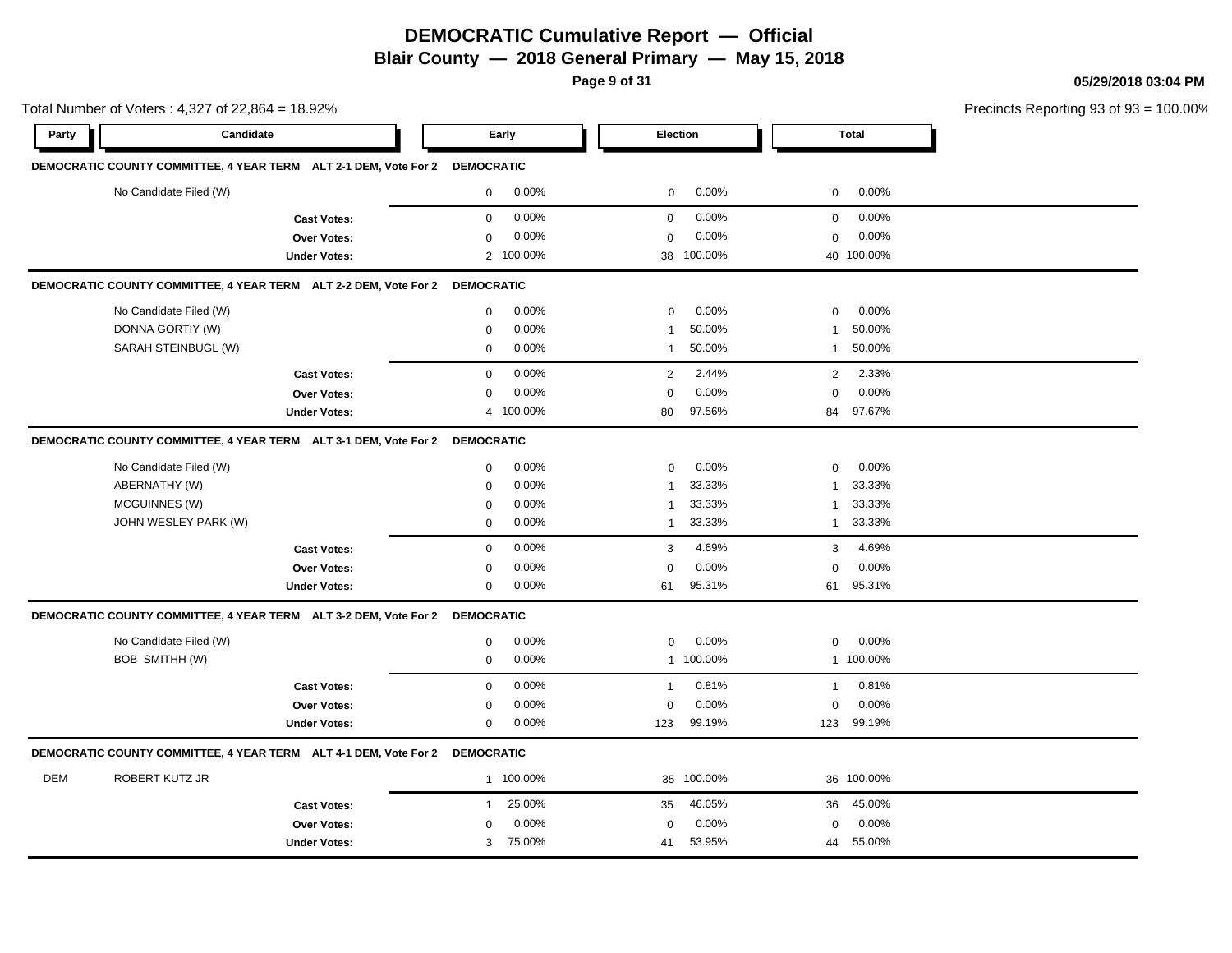# DEMOCRATIC Cumulative Report — Official

## Blair County — 2018 General Primary — May 15, 2018

05/29/2018 03:04 PM

Total Number of Voters : 4,327 of 22,864 = 18.92%

Precincts Reporting 93 of 93 = 100.00%

| Party | Candidate | Early | | Election | | Total | |
|---|---|---|---|---|---|---|---|
| **DEMOCRATIC COUNTY COMMITTEE, 4 YEAR TERM ALT 2-1 DEM, Vote For 2** | | **DEMOCRATIC** | | | | | |
| | No Candidate Filed (W) | 0 | 0.00% | 0 | 0.00% | 0 | 0.00% |
| | **Cast Votes:** | 0 | 0.00% | 0 | 0.00% | 0 | 0.00% |
| | **Over Votes:** | 0 | 0.00% | 0 | 0.00% | 0 | 0.00% |
| | **Under Votes:** | 2 | 100.00% | 38 | 100.00% | 40 | 100.00% |
| **DEMOCRATIC COUNTY COMMITTEE, 4 YEAR TERM ALT 2-2 DEM, Vote For 2** | | **DEMOCRATIC** | | | | | |
| | No Candidate Filed (W) | 0 | 0.00% | 0 | 0.00% | 0 | 0.00% |
| | DONNA GORTIY (W) | 0 | 0.00% | 1 | 50.00% | 1 | 50.00% |
| | SARAH STEINBUGL (W) | 0 | 0.00% | 1 | 50.00% | 1 | 50.00% |
| | **Cast Votes:** | 0 | 0.00% | 2 | 2.44% | 2 | 2.33% |
| | **Over Votes:** | 0 | 0.00% | 0 | 0.00% | 0 | 0.00% |
| | **Under Votes:** | 4 | 100.00% | 80 | 97.56% | 84 | 97.67% |
| **DEMOCRATIC COUNTY COMMITTEE, 4 YEAR TERM ALT 3-1 DEM, Vote For 2** | | **DEMOCRATIC** | | | | | |
| | No Candidate Filed (W) | 0 | 0.00% | 0 | 0.00% | 0 | 0.00% |
| | ABERNATHY (W) | 0 | 0.00% | 1 | 33.33% | 1 | 33.33% |
| | MCGUINNES (W) | 0 | 0.00% | 1 | 33.33% | 1 | 33.33% |
| | JOHN WESLEY PARK (W) | 0 | 0.00% | 1 | 33.33% | 1 | 33.33% |
| | **Cast Votes:** | 0 | 0.00% | 3 | 4.69% | 3 | 4.69% |
| | **Over Votes:** | 0 | 0.00% | 0 | 0.00% | 0 | 0.00% |
| | **Under Votes:** | 0 | 0.00% | 61 | 95.31% | 61 | 95.31% |
| **DEMOCRATIC COUNTY COMMITTEE, 4 YEAR TERM ALT 3-2 DEM, Vote For 2** | | **DEMOCRATIC** | | | | | |
| | No Candidate Filed (W) | 0 | 0.00% | 0 | 0.00% | 0 | 0.00% |
| | BOB SMITHH (W) | 0 | 0.00% | 1 | 100.00% | 1 | 100.00% |
| | **Cast Votes:** | 0 | 0.00% | 1 | 0.81% | 1 | 0.81% |
| | **Over Votes:** | 0 | 0.00% | 0 | 0.00% | 0 | 0.00% |
| | **Under Votes:** | 0 | 0.00% | 123 | 99.19% | 123 | 99.19% |
| **DEMOCRATIC COUNTY COMMITTEE, 4 YEAR TERM ALT 4-1 DEM, Vote For 2** | | **DEMOCRATIC** | | | | | |
| DEM | ROBERT KUTZ JR | 1 | 100.00% | 35 | 100.00% | 36 | 100.00% |
| | **Cast Votes:** | 1 | 25.00% | 35 | 46.05% | 36 | 45.00% |
| | **Over Votes:** | 0 | 0.00% | 0 | 0.00% | 0 | 0.00% |
| | **Under Votes:** | 3 | 75.00% | 41 | 53.95% | 44 | 55.00% |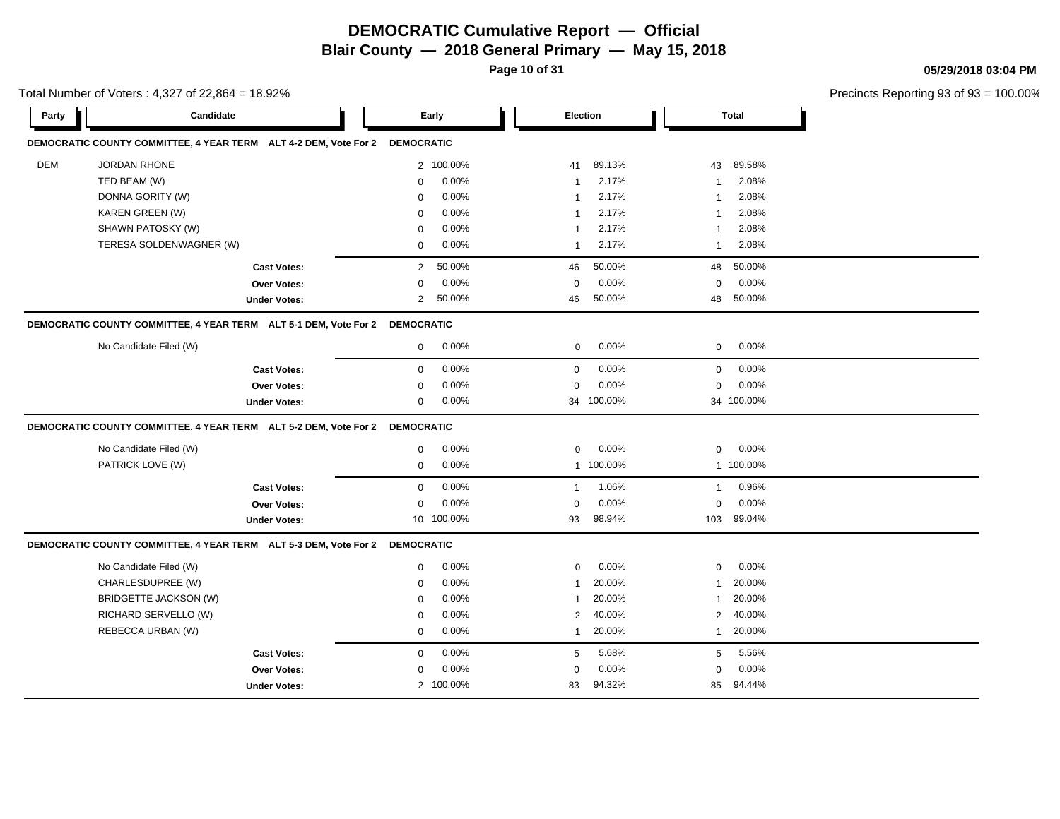# DEMOCRATIC Cumulative Report — Official

**Blair County — 2018 General Primary — May 15, 2018**

**05/29/2018 03:04 PM**

Total Number of Voters : 4,327 of 22,864 = 18.92%

Precincts Reporting 93 of 93 = 100.00%

| Party | Candidate | Early | | Election | | Total | |
|---|---|---|---|---|---|---|---|
| **DEMOCRATIC COUNTY COMMITTEE, 4 YEAR TERM ALT 4-2 DEM, Vote For 2** | | **DEMOCRATIC** | | | | | |
| DEM | JORDAN RHONE | 2 | 100.00% | 41 | 89.13% | 43 | 89.58% |
| | TED BEAM (W) | 0 | 0.00% | 1 | 2.17% | 1 | 2.08% |
| | DONNA GORITY (W) | 0 | 0.00% | 1 | 2.17% | 1 | 2.08% |
| | KAREN GREEN (W) | 0 | 0.00% | 1 | 2.17% | 1 | 2.08% |
| | SHAWN PATOSKY (W) | 0 | 0.00% | 1 | 2.17% | 1 | 2.08% |
| | TERESA SOLDENWAGNER (W) | 0 | 0.00% | 1 | 2.17% | 1 | 2.08% |
| | **Cast Votes:** | 2 | 50.00% | 46 | 50.00% | 48 | 50.00% |
| | **Over Votes:** | 0 | 0.00% | 0 | 0.00% | 0 | 0.00% |
| | **Under Votes:** | 2 | 50.00% | 46 | 50.00% | 48 | 50.00% |
| **DEMOCRATIC COUNTY COMMITTEE, 4 YEAR TERM ALT 5-1 DEM, Vote For 2** | | **DEMOCRATIC** | | | | | |
| | No Candidate Filed (W) | 0 | 0.00% | 0 | 0.00% | 0 | 0.00% |
| | **Cast Votes:** | 0 | 0.00% | 0 | 0.00% | 0 | 0.00% |
| | **Over Votes:** | 0 | 0.00% | 0 | 0.00% | 0 | 0.00% |
| | **Under Votes:** | 0 | 0.00% | 34 | 100.00% | 34 | 100.00% |
| **DEMOCRATIC COUNTY COMMITTEE, 4 YEAR TERM ALT 5-2 DEM, Vote For 2** | | **DEMOCRATIC** | | | | | |
| | No Candidate Filed (W) | 0 | 0.00% | 0 | 0.00% | 0 | 0.00% |
| | PATRICK LOVE (W) | 0 | 0.00% | 1 | 100.00% | 1 | 100.00% |
| | **Cast Votes:** | 0 | 0.00% | 1 | 1.06% | 1 | 0.96% |
| | **Over Votes:** | 0 | 0.00% | 0 | 0.00% | 0 | 0.00% |
| | **Under Votes:** | 10 | 100.00% | 93 | 98.94% | 103 | 99.04% |
| **DEMOCRATIC COUNTY COMMITTEE, 4 YEAR TERM ALT 5-3 DEM, Vote For 2** | | **DEMOCRATIC** | | | | | |
| | No Candidate Filed (W) | 0 | 0.00% | 0 | 0.00% | 0 | 0.00% |
| | CHARLESDUPREE (W) | 0 | 0.00% | 1 | 20.00% | 1 | 20.00% |
| | BRIDGETTE JACKSON (W) | 0 | 0.00% | 1 | 20.00% | 1 | 20.00% |
| | RICHARD SERVELLO (W) | 0 | 0.00% | 2 | 40.00% | 2 | 40.00% |
| | REBECCA URBAN (W) | 0 | 0.00% | 1 | 20.00% | 1 | 20.00% |
| | **Cast Votes:** | 0 | 0.00% | 5 | 5.68% | 5 | 5.56% |
| | **Over Votes:** | 0 | 0.00% | 0 | 0.00% | 0 | 0.00% |
| | **Under Votes:** | 2 | 100.00% | 83 | 94.32% | 85 | 94.44% |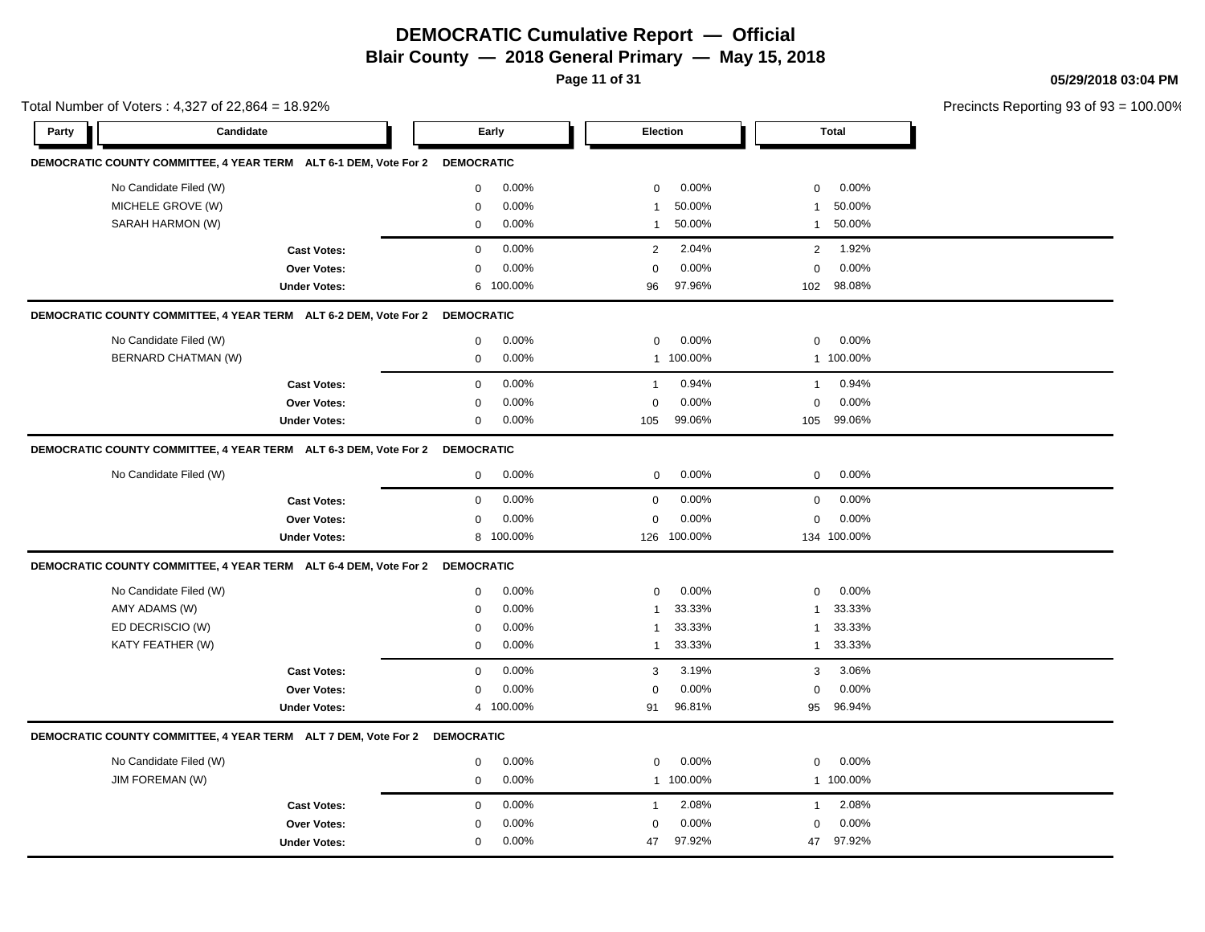# DEMOCRATIC Cumulative Report — Official

## Blair County — 2018 General Primary — May 15, 2018

05/29/2018 03:04 PM

Total Number of Voters : 4,327 of 22,864 = 18.92%

Precincts Reporting 93 of 93 = 100.00%

| Party | Candidate | Early | | Election | | Total | |
|---|---|---|---|---|---|---|---|
| **DEMOCRATIC COUNTY COMMITTEE, 4 YEAR TERM ALT 6-1 DEM, Vote For 2** | | **DEMOCRATIC** | | | | | |
| | No Candidate Filed (W) | 0 | 0.00% | 0 | 0.00% | 0 | 0.00% |
| | MICHELE GROVE (W) | 0 | 0.00% | 1 | 50.00% | 1 | 50.00% |
| | SARAH HARMON (W) | 0 | 0.00% | 1 | 50.00% | 1 | 50.00% |
| | **Cast Votes:** | 0 | 0.00% | 2 | 2.04% | 2 | 1.92% |
| | **Over Votes:** | 0 | 0.00% | 0 | 0.00% | 0 | 0.00% |
| | **Under Votes:** | 6 | 100.00% | 96 | 97.96% | 102 | 98.08% |
| **DEMOCRATIC COUNTY COMMITTEE, 4 YEAR TERM ALT 6-2 DEM, Vote For 2** | | **DEMOCRATIC** | | | | | |
| | No Candidate Filed (W) | 0 | 0.00% | 0 | 0.00% | 0 | 0.00% |
| | BERNARD CHATMAN (W) | 0 | 0.00% | 1 | 100.00% | 1 | 100.00% |
| | **Cast Votes:** | 0 | 0.00% | 1 | 0.94% | 1 | 0.94% |
| | **Over Votes:** | 0 | 0.00% | 0 | 0.00% | 0 | 0.00% |
| | **Under Votes:** | 0 | 0.00% | 105 | 99.06% | 105 | 99.06% |
| **DEMOCRATIC COUNTY COMMITTEE, 4 YEAR TERM ALT 6-3 DEM, Vote For 2** | | **DEMOCRATIC** | | | | | |
| | No Candidate Filed (W) | 0 | 0.00% | 0 | 0.00% | 0 | 0.00% |
| | **Cast Votes:** | 0 | 0.00% | 0 | 0.00% | 0 | 0.00% |
| | **Over Votes:** | 0 | 0.00% | 0 | 0.00% | 0 | 0.00% |
| | **Under Votes:** | 8 | 100.00% | 126 | 100.00% | 134 | 100.00% |
| **DEMOCRATIC COUNTY COMMITTEE, 4 YEAR TERM ALT 6-4 DEM, Vote For 2** | | **DEMOCRATIC** | | | | | |
| | No Candidate Filed (W) | 0 | 0.00% | 0 | 0.00% | 0 | 0.00% |
| | AMY ADAMS (W) | 0 | 0.00% | 1 | 33.33% | 1 | 33.33% |
| | ED DECRISCIO (W) | 0 | 0.00% | 1 | 33.33% | 1 | 33.33% |
| | KATY FEATHER (W) | 0 | 0.00% | 1 | 33.33% | 1 | 33.33% |
| | **Cast Votes:** | 0 | 0.00% | 3 | 3.19% | 3 | 3.06% |
| | **Over Votes:** | 0 | 0.00% | 0 | 0.00% | 0 | 0.00% |
| | **Under Votes:** | 4 | 100.00% | 91 | 96.81% | 95 | 96.94% |
| **DEMOCRATIC COUNTY COMMITTEE, 4 YEAR TERM ALT 7 DEM, Vote For 2** | | **DEMOCRATIC** | | | | | |
| | No Candidate Filed (W) | 0 | 0.00% | 0 | 0.00% | 0 | 0.00% |
| | JIM FOREMAN (W) | 0 | 0.00% | 1 | 100.00% | 1 | 100.00% |
| | **Cast Votes:** | 0 | 0.00% | 1 | 2.08% | 1 | 2.08% |
| | **Over Votes:** | 0 | 0.00% | 0 | 0.00% | 0 | 0.00% |
| | **Under Votes:** | 0 | 0.00% | 47 | 97.92% | 47 | 97.92% |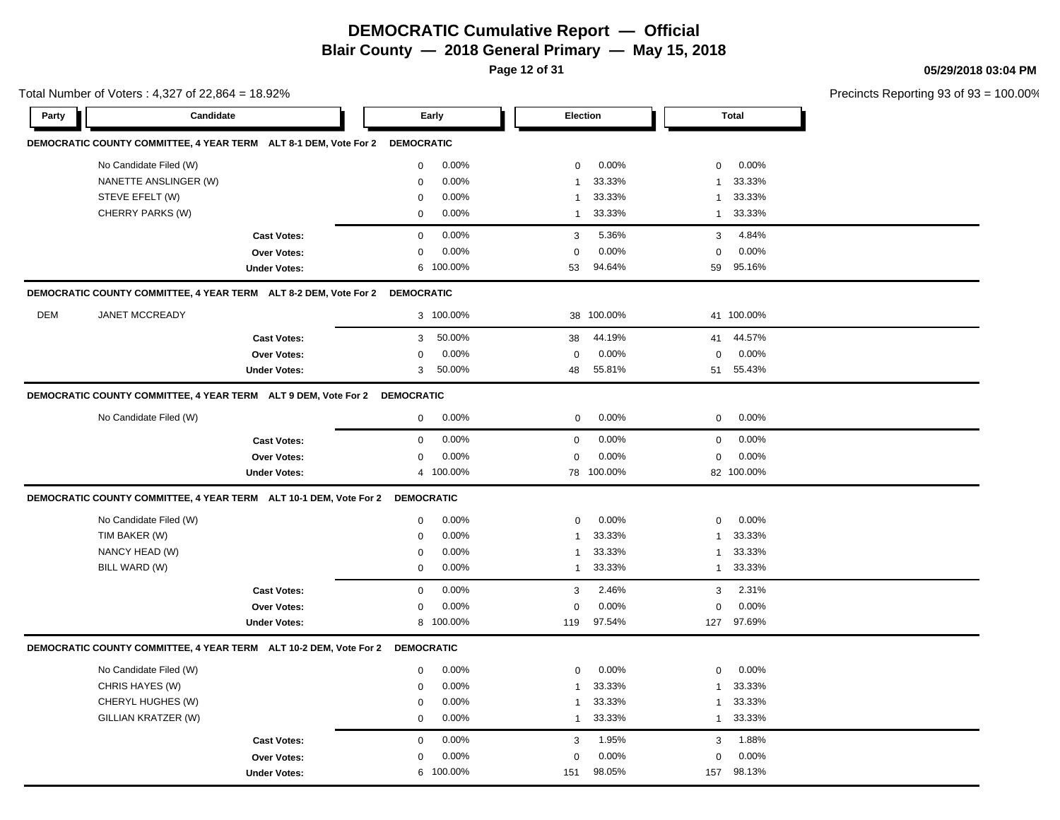# DEMOCRATIC Cumulative Report — Official

## Blair County — 2018 General Primary — May 15, 2018

05/29/2018 03:04 PM

Total Number of Voters : 4,327 of 22,864 = 18.92%

Precincts Reporting 93 of 93 = 100.00%

### DEMOCRATIC COUNTY COMMITTEE, 4 YEAR TERM ALT 8-1 DEM, Vote For 2 — DEMOCRATIC

| Party | Candidate | Early | | Election | | Total | |
|---|---|---|---|---|---|---|---|
| | No Candidate Filed (W) | 0 | 0.00% | 0 | 0.00% | 0 | 0.00% |
| | NANETTE ANSLINGER (W) | 0 | 0.00% | 1 | 33.33% | 1 | 33.33% |
| | STEVE EFELT (W) | 0 | 0.00% | 1 | 33.33% | 1 | 33.33% |
| | CHERRY PARKS (W) | 0 | 0.00% | 1 | 33.33% | 1 | 33.33% |
| | **Cast Votes:** | 0 | 0.00% | 3 | 5.36% | 3 | 4.84% |
| | **Over Votes:** | 0 | 0.00% | 0 | 0.00% | 0 | 0.00% |
| | **Under Votes:** | 6 | 100.00% | 53 | 94.64% | 59 | 95.16% |

### DEMOCRATIC COUNTY COMMITTEE, 4 YEAR TERM ALT 8-2 DEM, Vote For 2 — DEMOCRATIC

| Party | Candidate | Early | | Election | | Total | |
|---|---|---|---|---|---|---|---|
| DEM | JANET MCCREADY | 3 | 100.00% | 38 | 100.00% | 41 | 100.00% |
| | **Cast Votes:** | 3 | 50.00% | 38 | 44.19% | 41 | 44.57% |
| | **Over Votes:** | 0 | 0.00% | 0 | 0.00% | 0 | 0.00% |
| | **Under Votes:** | 3 | 50.00% | 48 | 55.81% | 51 | 55.43% |

### DEMOCRATIC COUNTY COMMITTEE, 4 YEAR TERM ALT 9 DEM, Vote For 2 — DEMOCRATIC

| Party | Candidate | Early | | Election | | Total | |
|---|---|---|---|---|---|---|---|
| | No Candidate Filed (W) | 0 | 0.00% | 0 | 0.00% | 0 | 0.00% |
| | **Cast Votes:** | 0 | 0.00% | 0 | 0.00% | 0 | 0.00% |
| | **Over Votes:** | 0 | 0.00% | 0 | 0.00% | 0 | 0.00% |
| | **Under Votes:** | 4 | 100.00% | 78 | 100.00% | 82 | 100.00% |

### DEMOCRATIC COUNTY COMMITTEE, 4 YEAR TERM ALT 10-1 DEM, Vote For 2 — DEMOCRATIC

| Party | Candidate | Early | | Election | | Total | |
|---|---|---|---|---|---|---|---|
| | No Candidate Filed (W) | 0 | 0.00% | 0 | 0.00% | 0 | 0.00% |
| | TIM BAKER (W) | 0 | 0.00% | 1 | 33.33% | 1 | 33.33% |
| | NANCY HEAD (W) | 0 | 0.00% | 1 | 33.33% | 1 | 33.33% |
| | BILL WARD (W) | 0 | 0.00% | 1 | 33.33% | 1 | 33.33% |
| | **Cast Votes:** | 0 | 0.00% | 3 | 2.46% | 3 | 2.31% |
| | **Over Votes:** | 0 | 0.00% | 0 | 0.00% | 0 | 0.00% |
| | **Under Votes:** | 8 | 100.00% | 119 | 97.54% | 127 | 97.69% |

### DEMOCRATIC COUNTY COMMITTEE, 4 YEAR TERM ALT 10-2 DEM, Vote For 2 — DEMOCRATIC

| Party | Candidate | Early | | Election | | Total | |
|---|---|---|---|---|---|---|---|
| | No Candidate Filed (W) | 0 | 0.00% | 0 | 0.00% | 0 | 0.00% |
| | CHRIS HAYES (W) | 0 | 0.00% | 1 | 33.33% | 1 | 33.33% |
| | CHERYL HUGHES (W) | 0 | 0.00% | 1 | 33.33% | 1 | 33.33% |
| | GILLIAN KRATZER (W) | 0 | 0.00% | 1 | 33.33% | 1 | 33.33% |
| | **Cast Votes:** | 0 | 0.00% | 3 | 1.95% | 3 | 1.88% |
| | **Over Votes:** | 0 | 0.00% | 0 | 0.00% | 0 | 0.00% |
| | **Under Votes:** | 6 | 100.00% | 151 | 98.05% | 157 | 98.13% |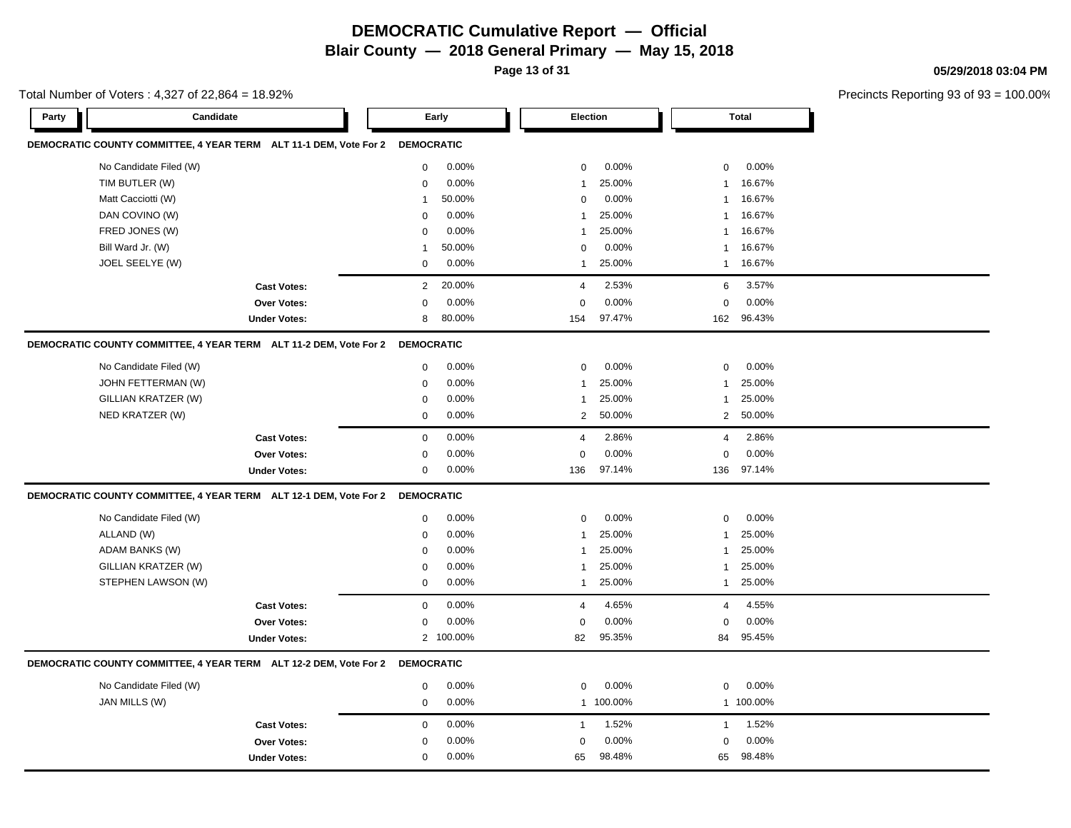# DEMOCRATIC Cumulative Report — Official

## Blair County — 2018 General Primary — May 15, 2018

05/29/2018 03:04 PM

Total Number of Voters : 4,327 of 22,864 = 18.92%

Precincts Reporting 93 of 93 = 100.00%

### DEMOCRATIC COUNTY COMMITTEE, 4 YEAR TERM ALT 11-1 DEM, Vote For 2 — DEMOCRATIC

| Candidate | Early | | Election | | Total | |
|---|---|---|---|---|---|---|
| No Candidate Filed (W) | 0 | 0.00% | 0 | 0.00% | 0 | 0.00% |
| TIM BUTLER (W) | 0 | 0.00% | 1 | 25.00% | 1 | 16.67% |
| Matt Cacciotti (W) | 1 | 50.00% | 0 | 0.00% | 1 | 16.67% |
| DAN COVINO (W) | 0 | 0.00% | 1 | 25.00% | 1 | 16.67% |
| FRED JONES (W) | 0 | 0.00% | 1 | 25.00% | 1 | 16.67% |
| Bill Ward Jr. (W) | 1 | 50.00% | 0 | 0.00% | 1 | 16.67% |
| JOEL SEELYE (W) | 0 | 0.00% | 1 | 25.00% | 1 | 16.67% |
| **Cast Votes:** | 2 | 20.00% | 4 | 2.53% | 6 | 3.57% |
| **Over Votes:** | 0 | 0.00% | 0 | 0.00% | 0 | 0.00% |
| **Under Votes:** | 8 | 80.00% | 154 | 97.47% | 162 | 96.43% |

### DEMOCRATIC COUNTY COMMITTEE, 4 YEAR TERM ALT 11-2 DEM, Vote For 2 — DEMOCRATIC

| Candidate | Early | | Election | | Total | |
|---|---|---|---|---|---|---|
| No Candidate Filed (W) | 0 | 0.00% | 0 | 0.00% | 0 | 0.00% |
| JOHN FETTERMAN (W) | 0 | 0.00% | 1 | 25.00% | 1 | 25.00% |
| GILLIAN KRATZER (W) | 0 | 0.00% | 1 | 25.00% | 1 | 25.00% |
| NED KRATZER (W) | 0 | 0.00% | 2 | 50.00% | 2 | 50.00% |
| **Cast Votes:** | 0 | 0.00% | 4 | 2.86% | 4 | 2.86% |
| **Over Votes:** | 0 | 0.00% | 0 | 0.00% | 0 | 0.00% |
| **Under Votes:** | 0 | 0.00% | 136 | 97.14% | 136 | 97.14% |

### DEMOCRATIC COUNTY COMMITTEE, 4 YEAR TERM ALT 12-1 DEM, Vote For 2 — DEMOCRATIC

| Candidate | Early | | Election | | Total | |
|---|---|---|---|---|---|---|
| No Candidate Filed (W) | 0 | 0.00% | 0 | 0.00% | 0 | 0.00% |
| ALLAND (W) | 0 | 0.00% | 1 | 25.00% | 1 | 25.00% |
| ADAM BANKS (W) | 0 | 0.00% | 1 | 25.00% | 1 | 25.00% |
| GILLIAN KRATZER (W) | 0 | 0.00% | 1 | 25.00% | 1 | 25.00% |
| STEPHEN LAWSON (W) | 0 | 0.00% | 1 | 25.00% | 1 | 25.00% |
| **Cast Votes:** | 0 | 0.00% | 4 | 4.65% | 4 | 4.55% |
| **Over Votes:** | 0 | 0.00% | 0 | 0.00% | 0 | 0.00% |
| **Under Votes:** | 2 | 100.00% | 82 | 95.35% | 84 | 95.45% |

### DEMOCRATIC COUNTY COMMITTEE, 4 YEAR TERM ALT 12-2 DEM, Vote For 2 — DEMOCRATIC

| Candidate | Early | | Election | | Total | |
|---|---|---|---|---|---|---|
| No Candidate Filed (W) | 0 | 0.00% | 0 | 0.00% | 0 | 0.00% |
| JAN MILLS (W) | 0 | 0.00% | 1 | 100.00% | 1 | 100.00% |
| **Cast Votes:** | 0 | 0.00% | 1 | 1.52% | 1 | 1.52% |
| **Over Votes:** | 0 | 0.00% | 0 | 0.00% | 0 | 0.00% |
| **Under Votes:** | 0 | 0.00% | 65 | 98.48% | 65 | 98.48% |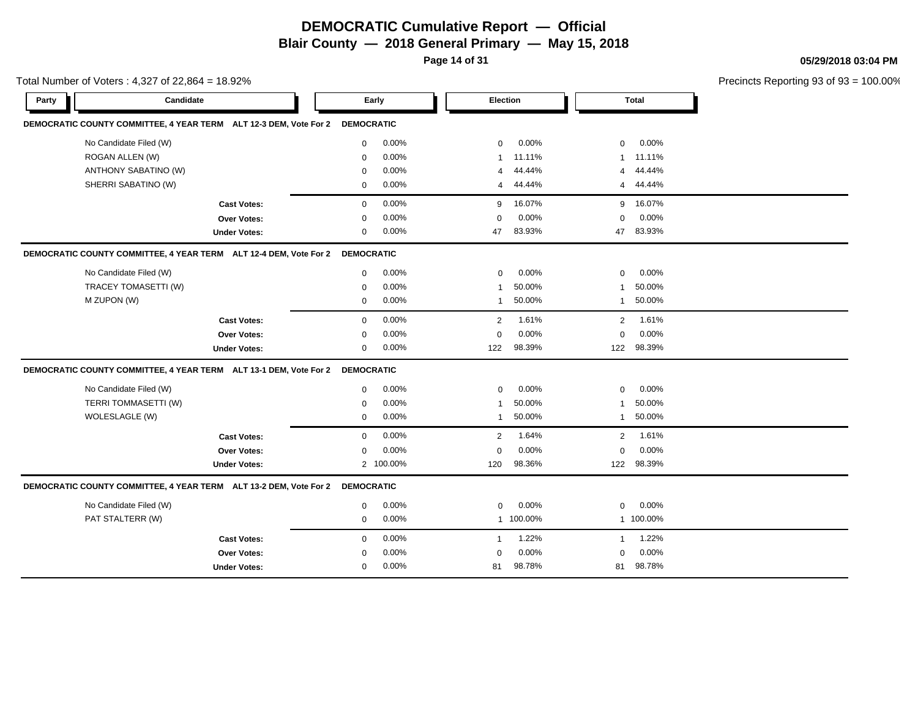# DEMOCRATIC Cumulative Report — Official

## Blair County — 2018 General Primary — May 15, 2018

05/29/2018 03:04 PM

Total Number of Voters : 4,327 of 22,864 = 18.92%

Precincts Reporting 93 of 93 = 100.00%

| Party | Candidate | Early | | Election | | Total | |
|---|---|---|---|---|---|---|---|
| **DEMOCRATIC COUNTY COMMITTEE, 4 YEAR TERM ALT 12-3 DEM, Vote For 2** | | **DEMOCRATIC** | | | | | |
| | No Candidate Filed (W) | 0 | 0.00% | 0 | 0.00% | 0 | 0.00% |
| | ROGAN ALLEN (W) | 0 | 0.00% | 1 | 11.11% | 1 | 11.11% |
| | ANTHONY SABATINO (W) | 0 | 0.00% | 4 | 44.44% | 4 | 44.44% |
| | SHERRI SABATINO (W) | 0 | 0.00% | 4 | 44.44% | 4 | 44.44% |
| | **Cast Votes:** | 0 | 0.00% | 9 | 16.07% | 9 | 16.07% |
| | **Over Votes:** | 0 | 0.00% | 0 | 0.00% | 0 | 0.00% |
| | **Under Votes:** | 0 | 0.00% | 47 | 83.93% | 47 | 83.93% |
| **DEMOCRATIC COUNTY COMMITTEE, 4 YEAR TERM ALT 12-4 DEM, Vote For 2** | | **DEMOCRATIC** | | | | | |
| | No Candidate Filed (W) | 0 | 0.00% | 0 | 0.00% | 0 | 0.00% |
| | TRACEY TOMASETTI (W) | 0 | 0.00% | 1 | 50.00% | 1 | 50.00% |
| | M ZUPON (W) | 0 | 0.00% | 1 | 50.00% | 1 | 50.00% |
| | **Cast Votes:** | 0 | 0.00% | 2 | 1.61% | 2 | 1.61% |
| | **Over Votes:** | 0 | 0.00% | 0 | 0.00% | 0 | 0.00% |
| | **Under Votes:** | 0 | 0.00% | 122 | 98.39% | 122 | 98.39% |
| **DEMOCRATIC COUNTY COMMITTEE, 4 YEAR TERM ALT 13-1 DEM, Vote For 2** | | **DEMOCRATIC** | | | | | |
| | No Candidate Filed (W) | 0 | 0.00% | 0 | 0.00% | 0 | 0.00% |
| | TERRI TOMMASETTI (W) | 0 | 0.00% | 1 | 50.00% | 1 | 50.00% |
| | WOLESLAGLE (W) | 0 | 0.00% | 1 | 50.00% | 1 | 50.00% |
| | **Cast Votes:** | 0 | 0.00% | 2 | 1.64% | 2 | 1.61% |
| | **Over Votes:** | 0 | 0.00% | 0 | 0.00% | 0 | 0.00% |
| | **Under Votes:** | 2 | 100.00% | 120 | 98.36% | 122 | 98.39% |
| **DEMOCRATIC COUNTY COMMITTEE, 4 YEAR TERM ALT 13-2 DEM, Vote For 2** | | **DEMOCRATIC** | | | | | |
| | No Candidate Filed (W) | 0 | 0.00% | 0 | 0.00% | 0 | 0.00% |
| | PAT STALTERR (W) | 0 | 0.00% | 1 | 100.00% | 1 | 100.00% |
| | **Cast Votes:** | 0 | 0.00% | 1 | 1.22% | 1 | 1.22% |
| | **Over Votes:** | 0 | 0.00% | 0 | 0.00% | 0 | 0.00% |
| | **Under Votes:** | 0 | 0.00% | 81 | 98.78% | 81 | 98.78% |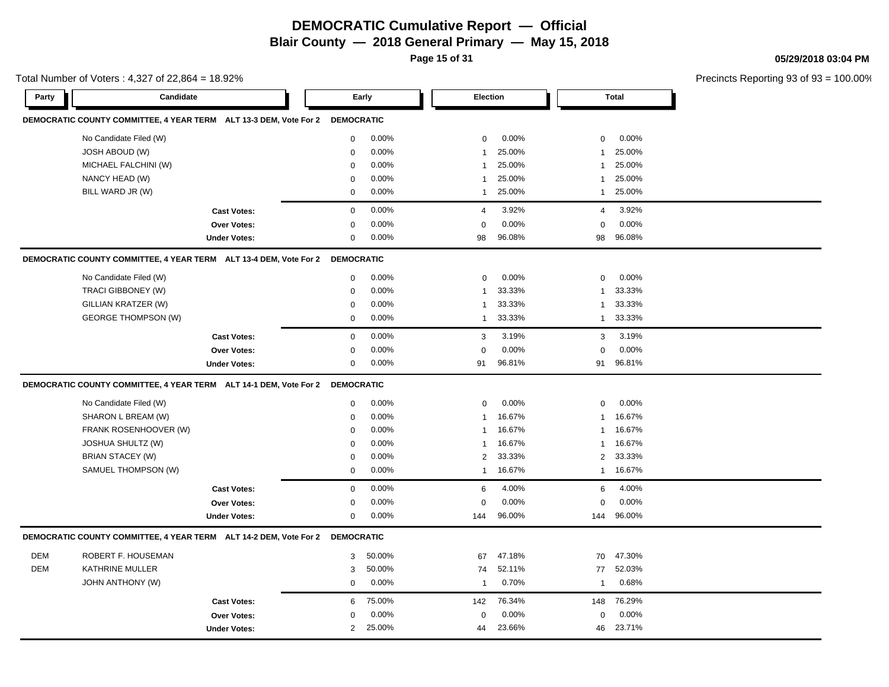# DEMOCRATIC Cumulative Report — Official

## Blair County — 2018 General Primary — May 15, 2018

05/29/2018 03:04 PM

Total Number of Voters : 4,327 of 22,864 = 18.92%

Precincts Reporting 93 of 93 = 100.00%

### DEMOCRATIC COUNTY COMMITTEE, 4 YEAR TERM ALT 13-3 DEM, Vote For 2 — DEMOCRATIC

| Party | Candidate | Early | | Election | | Total | |
|---|---|---|---|---|---|---|---|
| | No Candidate Filed (W) | 0 | 0.00% | 0 | 0.00% | 0 | 0.00% |
| | JOSH ABOUD (W) | 0 | 0.00% | 1 | 25.00% | 1 | 25.00% |
| | MICHAEL FALCHINI (W) | 0 | 0.00% | 1 | 25.00% | 1 | 25.00% |
| | NANCY HEAD (W) | 0 | 0.00% | 1 | 25.00% | 1 | 25.00% |
| | BILL WARD JR (W) | 0 | 0.00% | 1 | 25.00% | 1 | 25.00% |
| | **Cast Votes:** | 0 | 0.00% | 4 | 3.92% | 4 | 3.92% |
| | **Over Votes:** | 0 | 0.00% | 0 | 0.00% | 0 | 0.00% |
| | **Under Votes:** | 0 | 0.00% | 98 | 96.08% | 98 | 96.08% |

### DEMOCRATIC COUNTY COMMITTEE, 4 YEAR TERM ALT 13-4 DEM, Vote For 2 — DEMOCRATIC

| Party | Candidate | Early | | Election | | Total | |
|---|---|---|---|---|---|---|---|
| | No Candidate Filed (W) | 0 | 0.00% | 0 | 0.00% | 0 | 0.00% |
| | TRACI GIBBONEY (W) | 0 | 0.00% | 1 | 33.33% | 1 | 33.33% |
| | GILLIAN KRATZER (W) | 0 | 0.00% | 1 | 33.33% | 1 | 33.33% |
| | GEORGE THOMPSON (W) | 0 | 0.00% | 1 | 33.33% | 1 | 33.33% |
| | **Cast Votes:** | 0 | 0.00% | 3 | 3.19% | 3 | 3.19% |
| | **Over Votes:** | 0 | 0.00% | 0 | 0.00% | 0 | 0.00% |
| | **Under Votes:** | 0 | 0.00% | 91 | 96.81% | 91 | 96.81% |

### DEMOCRATIC COUNTY COMMITTEE, 4 YEAR TERM ALT 14-1 DEM, Vote For 2 — DEMOCRATIC

| Party | Candidate | Early | | Election | | Total | |
|---|---|---|---|---|---|---|---|
| | No Candidate Filed (W) | 0 | 0.00% | 0 | 0.00% | 0 | 0.00% |
| | SHARON L BREAM (W) | 0 | 0.00% | 1 | 16.67% | 1 | 16.67% |
| | FRANK ROSENHOOVER (W) | 0 | 0.00% | 1 | 16.67% | 1 | 16.67% |
| | JOSHUA SHULTZ (W) | 0 | 0.00% | 1 | 16.67% | 1 | 16.67% |
| | BRIAN STACEY (W) | 0 | 0.00% | 2 | 33.33% | 2 | 33.33% |
| | SAMUEL THOMPSON (W) | 0 | 0.00% | 1 | 16.67% | 1 | 16.67% |
| | **Cast Votes:** | 0 | 0.00% | 6 | 4.00% | 6 | 4.00% |
| | **Over Votes:** | 0 | 0.00% | 0 | 0.00% | 0 | 0.00% |
| | **Under Votes:** | 0 | 0.00% | 144 | 96.00% | 144 | 96.00% |

### DEMOCRATIC COUNTY COMMITTEE, 4 YEAR TERM ALT 14-2 DEM, Vote For 2 — DEMOCRATIC

| Party | Candidate | Early | | Election | | Total | |
|---|---|---|---|---|---|---|---|
| DEM | ROBERT F. HOUSEMAN | 3 | 50.00% | 67 | 47.18% | 70 | 47.30% |
| DEM | KATHRINE MULLER | 3 | 50.00% | 74 | 52.11% | 77 | 52.03% |
| | JOHN ANTHONY (W) | 0 | 0.00% | 1 | 0.70% | 1 | 0.68% |
| | **Cast Votes:** | 6 | 75.00% | 142 | 76.34% | 148 | 76.29% |
| | **Over Votes:** | 0 | 0.00% | 0 | 0.00% | 0 | 0.00% |
| | **Under Votes:** | 2 | 25.00% | 44 | 23.66% | 46 | 23.71% |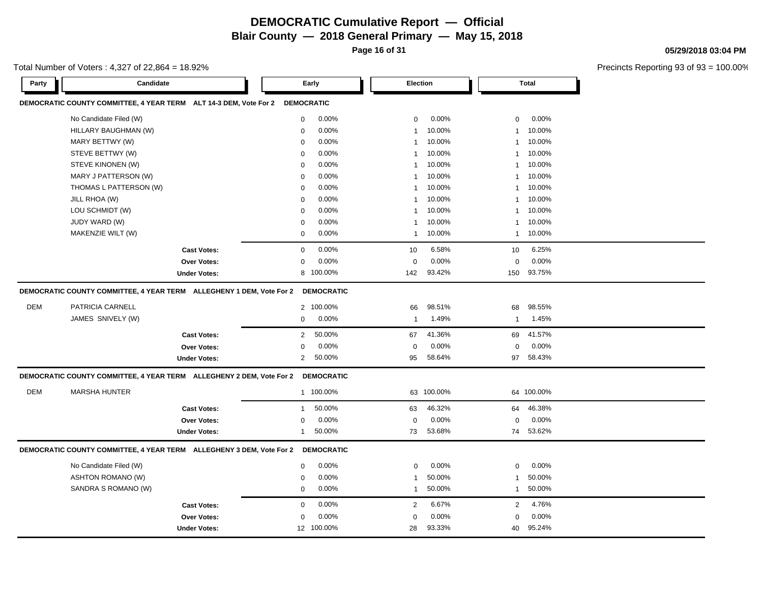# DEMOCRATIC Cumulative Report — Official

## Blair County — 2018 General Primary — May 15, 2018

05/29/2018 03:04 PM

Total Number of Voters : 4,327 of 22,864 = 18.92%

Precincts Reporting 93 of 93 = 100.00%

### DEMOCRATIC COUNTY COMMITTEE, 4 YEAR TERM ALT 14-3 DEM, Vote For 2 — DEMOCRATIC

| Party | Candidate | Early | | Election | | Total | |
|---|---|---|---|---|---|---|---|
| | No Candidate Filed (W) | 0 | 0.00% | 0 | 0.00% | 0 | 0.00% |
| | HILLARY BAUGHMAN (W) | 0 | 0.00% | 1 | 10.00% | 1 | 10.00% |
| | MARY BETTWY (W) | 0 | 0.00% | 1 | 10.00% | 1 | 10.00% |
| | STEVE BETTWY (W) | 0 | 0.00% | 1 | 10.00% | 1 | 10.00% |
| | STEVE KINONEN (W) | 0 | 0.00% | 1 | 10.00% | 1 | 10.00% |
| | MARY J PATTERSON (W) | 0 | 0.00% | 1 | 10.00% | 1 | 10.00% |
| | THOMAS L PATTERSON (W) | 0 | 0.00% | 1 | 10.00% | 1 | 10.00% |
| | JILL RHOA (W) | 0 | 0.00% | 1 | 10.00% | 1 | 10.00% |
| | LOU SCHMIDT (W) | 0 | 0.00% | 1 | 10.00% | 1 | 10.00% |
| | JUDY WARD (W) | 0 | 0.00% | 1 | 10.00% | 1 | 10.00% |
| | MAKENZIE WILT (W) | 0 | 0.00% | 1 | 10.00% | 1 | 10.00% |
| | **Cast Votes:** | 0 | 0.00% | 10 | 6.58% | 10 | 6.25% |
| | **Over Votes:** | 0 | 0.00% | 0 | 0.00% | 0 | 0.00% |
| | **Under Votes:** | 8 | 100.00% | 142 | 93.42% | 150 | 93.75% |

### DEMOCRATIC COUNTY COMMITTEE, 4 YEAR TERM ALLEGHENY 1 DEM, Vote For 2 — DEMOCRATIC

| Party | Candidate | Early | | Election | | Total | |
|---|---|---|---|---|---|---|---|
| DEM | PATRICIA CARNELL | 2 | 100.00% | 66 | 98.51% | 68 | 98.55% |
| | JAMES SNIVELY (W) | 0 | 0.00% | 1 | 1.49% | 1 | 1.45% |
| | **Cast Votes:** | 2 | 50.00% | 67 | 41.36% | 69 | 41.57% |
| | **Over Votes:** | 0 | 0.00% | 0 | 0.00% | 0 | 0.00% |
| | **Under Votes:** | 2 | 50.00% | 95 | 58.64% | 97 | 58.43% |

### DEMOCRATIC COUNTY COMMITTEE, 4 YEAR TERM ALLEGHENY 2 DEM, Vote For 2 — DEMOCRATIC

| Party | Candidate | Early | | Election | | Total | |
|---|---|---|---|---|---|---|---|
| DEM | MARSHA HUNTER | 1 | 100.00% | 63 | 100.00% | 64 | 100.00% |
| | **Cast Votes:** | 1 | 50.00% | 63 | 46.32% | 64 | 46.38% |
| | **Over Votes:** | 0 | 0.00% | 0 | 0.00% | 0 | 0.00% |
| | **Under Votes:** | 1 | 50.00% | 73 | 53.68% | 74 | 53.62% |

### DEMOCRATIC COUNTY COMMITTEE, 4 YEAR TERM ALLEGHENY 3 DEM, Vote For 2 — DEMOCRATIC

| Party | Candidate | Early | | Election | | Total | |
|---|---|---|---|---|---|---|---|
| | No Candidate Filed (W) | 0 | 0.00% | 0 | 0.00% | 0 | 0.00% |
| | ASHTON ROMANO (W) | 0 | 0.00% | 1 | 50.00% | 1 | 50.00% |
| | SANDRA S ROMANO (W) | 0 | 0.00% | 1 | 50.00% | 1 | 50.00% |
| | **Cast Votes:** | 0 | 0.00% | 2 | 6.67% | 2 | 4.76% |
| | **Over Votes:** | 0 | 0.00% | 0 | 0.00% | 0 | 0.00% |
| | **Under Votes:** | 12 | 100.00% | 28 | 93.33% | 40 | 95.24% |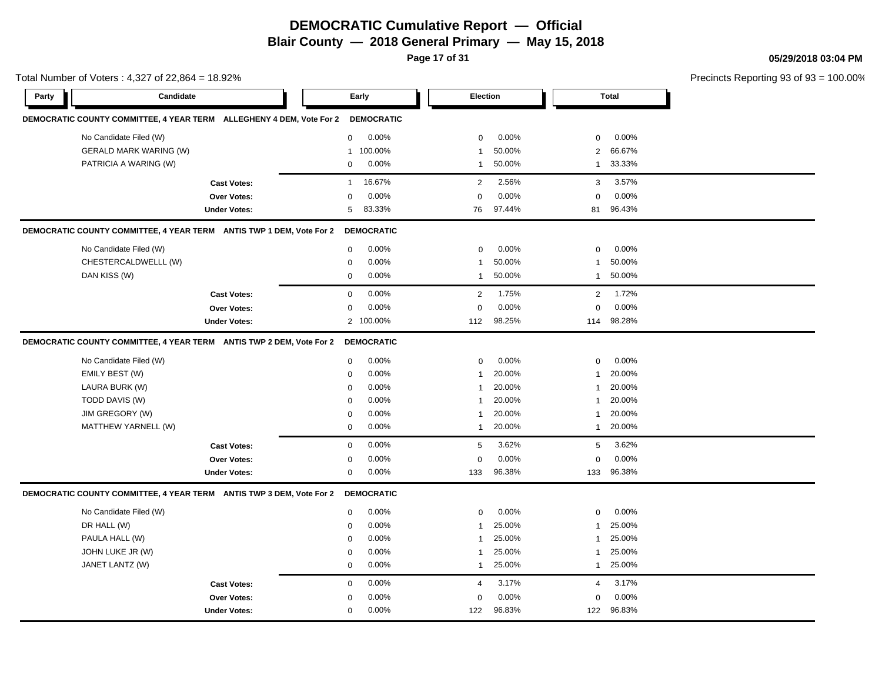# DEMOCRATIC Cumulative Report — Official

## Blair County — 2018 General Primary — May 15, 2018

05/29/2018 03:04 PM

Total Number of Voters : 4,327 of 22,864 = 18.92%

Precincts Reporting 93 of 93 = 100.00%

| Party | Candidate | Early | | Election | | Total | |
|---|---|---|---|---|---|---|---|
| **DEMOCRATIC COUNTY COMMITTEE, 4 YEAR TERM ALLEGHENY 4 DEM, Vote For 2** | | **DEMOCRATIC** | | | | | |
| | No Candidate Filed (W) | 0 | 0.00% | 0 | 0.00% | 0 | 0.00% |
| | GERALD MARK WARING (W) | 1 | 100.00% | 1 | 50.00% | 2 | 66.67% |
| | PATRICIA A WARING (W) | 0 | 0.00% | 1 | 50.00% | 1 | 33.33% |
| | **Cast Votes:** | 1 | 16.67% | 2 | 2.56% | 3 | 3.57% |
| | **Over Votes:** | 0 | 0.00% | 0 | 0.00% | 0 | 0.00% |
| | **Under Votes:** | 5 | 83.33% | 76 | 97.44% | 81 | 96.43% |
| **DEMOCRATIC COUNTY COMMITTEE, 4 YEAR TERM ANTIS TWP 1 DEM, Vote For 2** | | **DEMOCRATIC** | | | | | |
| | No Candidate Filed (W) | 0 | 0.00% | 0 | 0.00% | 0 | 0.00% |
| | CHESTERCALDWELLL (W) | 0 | 0.00% | 1 | 50.00% | 1 | 50.00% |
| | DAN KISS (W) | 0 | 0.00% | 1 | 50.00% | 1 | 50.00% |
| | **Cast Votes:** | 0 | 0.00% | 2 | 1.75% | 2 | 1.72% |
| | **Over Votes:** | 0 | 0.00% | 0 | 0.00% | 0 | 0.00% |
| | **Under Votes:** | 2 | 100.00% | 112 | 98.25% | 114 | 98.28% |
| **DEMOCRATIC COUNTY COMMITTEE, 4 YEAR TERM ANTIS TWP 2 DEM, Vote For 2** | | **DEMOCRATIC** | | | | | |
| | No Candidate Filed (W) | 0 | 0.00% | 0 | 0.00% | 0 | 0.00% |
| | EMILY BEST (W) | 0 | 0.00% | 1 | 20.00% | 1 | 20.00% |
| | LAURA BURK (W) | 0 | 0.00% | 1 | 20.00% | 1 | 20.00% |
| | TODD DAVIS (W) | 0 | 0.00% | 1 | 20.00% | 1 | 20.00% |
| | JIM GREGORY (W) | 0 | 0.00% | 1 | 20.00% | 1 | 20.00% |
| | MATTHEW YARNELL (W) | 0 | 0.00% | 1 | 20.00% | 1 | 20.00% |
| | **Cast Votes:** | 0 | 0.00% | 5 | 3.62% | 5 | 3.62% |
| | **Over Votes:** | 0 | 0.00% | 0 | 0.00% | 0 | 0.00% |
| | **Under Votes:** | 0 | 0.00% | 133 | 96.38% | 133 | 96.38% |
| **DEMOCRATIC COUNTY COMMITTEE, 4 YEAR TERM ANTIS TWP 3 DEM, Vote For 2** | | **DEMOCRATIC** | | | | | |
| | No Candidate Filed (W) | 0 | 0.00% | 0 | 0.00% | 0 | 0.00% |
| | DR HALL (W) | 0 | 0.00% | 1 | 25.00% | 1 | 25.00% |
| | PAULA HALL (W) | 0 | 0.00% | 1 | 25.00% | 1 | 25.00% |
| | JOHN LUKE JR (W) | 0 | 0.00% | 1 | 25.00% | 1 | 25.00% |
| | JANET LANTZ (W) | 0 | 0.00% | 1 | 25.00% | 1 | 25.00% |
| | **Cast Votes:** | 0 | 0.00% | 4 | 3.17% | 4 | 3.17% |
| | **Over Votes:** | 0 | 0.00% | 0 | 0.00% | 0 | 0.00% |
| | **Under Votes:** | 0 | 0.00% | 122 | 96.83% | 122 | 96.83% |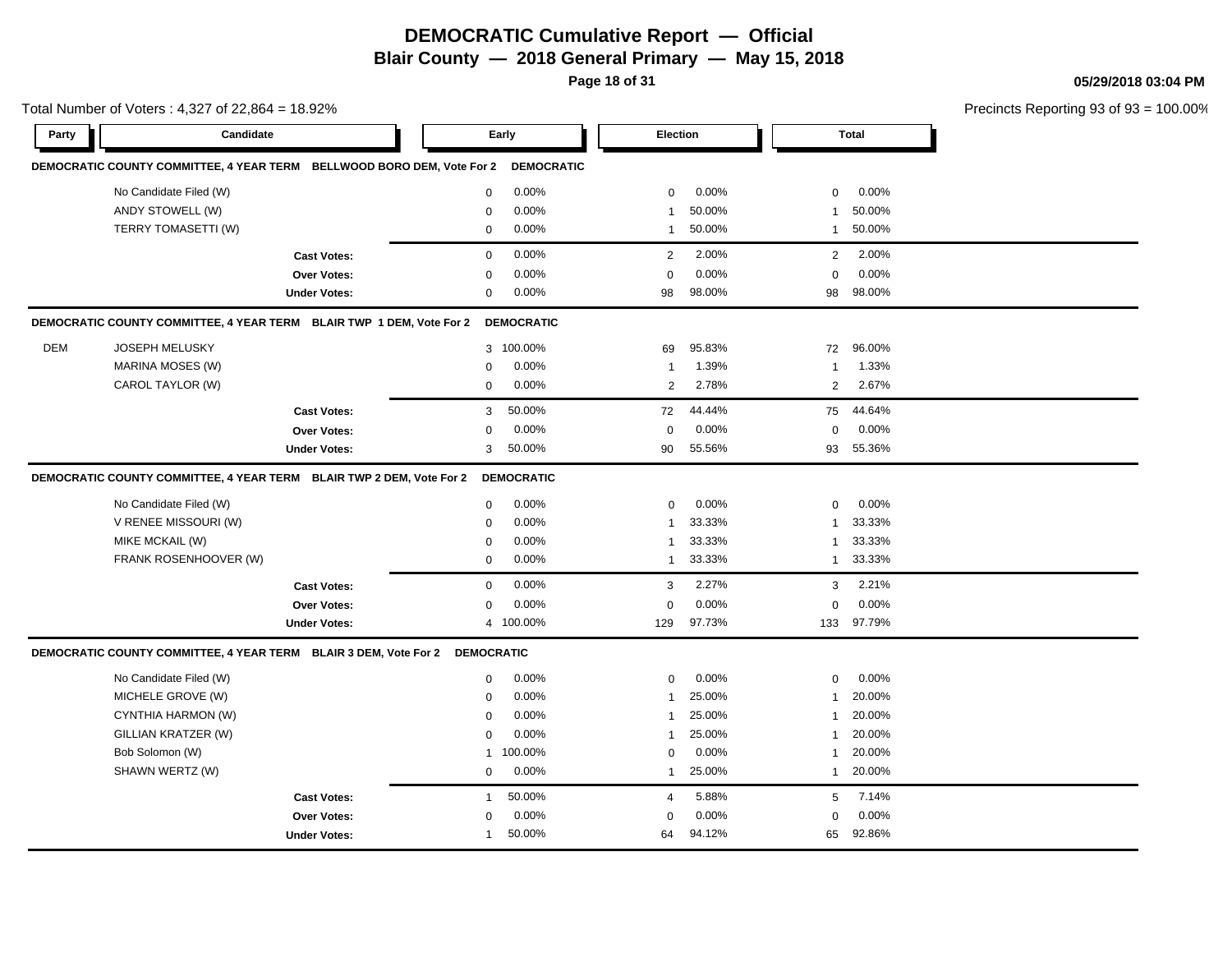# DEMOCRATIC Cumulative Report — Official

## Blair County — 2018 General Primary — May 15, 2018

05/29/2018 03:04 PM

Total Number of Voters : 4,327 of 22,864 = 18.92%

Precincts Reporting 93 of 93 = 100.00%

| Party | Candidate | Early | | Election | | Total | |
|---|---|---|---|---|---|---|---|
| **DEMOCRATIC COUNTY COMMITTEE, 4 YEAR TERM BELLWOOD BORO DEM, Vote For 2** | | **DEMOCRATIC** | | | | | |
| | No Candidate Filed (W) | 0 | 0.00% | 0 | 0.00% | 0 | 0.00% |
| | ANDY STOWELL (W) | 0 | 0.00% | 1 | 50.00% | 1 | 50.00% |
| | TERRY TOMASETTI (W) | 0 | 0.00% | 1 | 50.00% | 1 | 50.00% |
| | **Cast Votes:** | 0 | 0.00% | 2 | 2.00% | 2 | 2.00% |
| | **Over Votes:** | 0 | 0.00% | 0 | 0.00% | 0 | 0.00% |
| | **Under Votes:** | 0 | 0.00% | 98 | 98.00% | 98 | 98.00% |
| **DEMOCRATIC COUNTY COMMITTEE, 4 YEAR TERM BLAIR TWP 1 DEM, Vote For 2** | | **DEMOCRATIC** | | | | | |
| DEM | JOSEPH MELUSKY | 3 | 100.00% | 69 | 95.83% | 72 | 96.00% |
| | MARINA MOSES (W) | 0 | 0.00% | 1 | 1.39% | 1 | 1.33% |
| | CAROL TAYLOR (W) | 0 | 0.00% | 2 | 2.78% | 2 | 2.67% |
| | **Cast Votes:** | 3 | 50.00% | 72 | 44.44% | 75 | 44.64% |
| | **Over Votes:** | 0 | 0.00% | 0 | 0.00% | 0 | 0.00% |
| | **Under Votes:** | 3 | 50.00% | 90 | 55.56% | 93 | 55.36% |
| **DEMOCRATIC COUNTY COMMITTEE, 4 YEAR TERM BLAIR TWP 2 DEM, Vote For 2** | | **DEMOCRATIC** | | | | | |
| | No Candidate Filed (W) | 0 | 0.00% | 0 | 0.00% | 0 | 0.00% |
| | V RENEE MISSOURI (W) | 0 | 0.00% | 1 | 33.33% | 1 | 33.33% |
| | MIKE MCKAIL (W) | 0 | 0.00% | 1 | 33.33% | 1 | 33.33% |
| | FRANK ROSENHOOVER (W) | 0 | 0.00% | 1 | 33.33% | 1 | 33.33% |
| | **Cast Votes:** | 0 | 0.00% | 3 | 2.27% | 3 | 2.21% |
| | **Over Votes:** | 0 | 0.00% | 0 | 0.00% | 0 | 0.00% |
| | **Under Votes:** | 4 | 100.00% | 129 | 97.73% | 133 | 97.79% |
| **DEMOCRATIC COUNTY COMMITTEE, 4 YEAR TERM BLAIR 3 DEM, Vote For 2** | | **DEMOCRATIC** | | | | | |
| | No Candidate Filed (W) | 0 | 0.00% | 0 | 0.00% | 0 | 0.00% |
| | MICHELE GROVE (W) | 0 | 0.00% | 1 | 25.00% | 1 | 20.00% |
| | CYNTHIA HARMON (W) | 0 | 0.00% | 1 | 25.00% | 1 | 20.00% |
| | GILLIAN KRATZER (W) | 0 | 0.00% | 1 | 25.00% | 1 | 20.00% |
| | Bob Solomon (W) | 1 | 100.00% | 0 | 0.00% | 1 | 20.00% |
| | SHAWN WERTZ (W) | 0 | 0.00% | 1 | 25.00% | 1 | 20.00% |
| | **Cast Votes:** | 1 | 50.00% | 4 | 5.88% | 5 | 7.14% |
| | **Over Votes:** | 0 | 0.00% | 0 | 0.00% | 0 | 0.00% |
| | **Under Votes:** | 1 | 50.00% | 64 | 94.12% | 65 | 92.86% |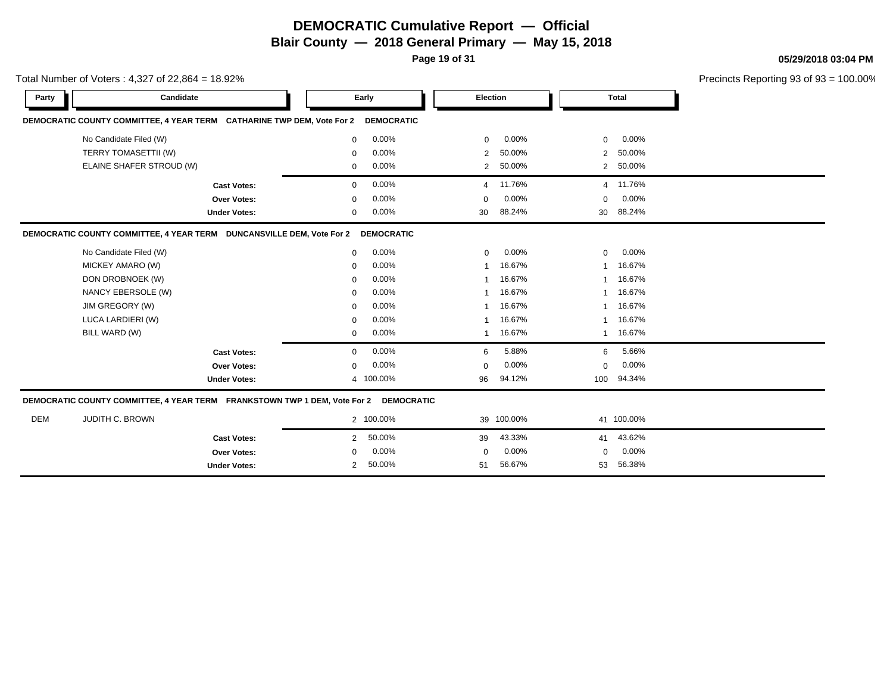# DEMOCRATIC Cumulative Report — Official

## Blair County — 2018 General Primary — May 15, 2018

05/29/2018 03:04 PM

Total Number of Voters : 4,327 of 22,864 = 18.92%

Precincts Reporting 93 of 93 = 100.00%

### DEMOCRATIC COUNTY COMMITTEE, 4 YEAR TERM CATHARINE TWP DEM, Vote For 2 DEMOCRATIC

| Party | Candidate | Early | | Election | | Total | |
|---|---|---|---|---|---|---|---|
| | No Candidate Filed (W) | 0 | 0.00% | 0 | 0.00% | 0 | 0.00% |
| | TERRY TOMASETTII (W) | 0 | 0.00% | 2 | 50.00% | 2 | 50.00% |
| | ELAINE SHAFER STROUD (W) | 0 | 0.00% | 2 | 50.00% | 2 | 50.00% |
| | **Cast Votes:** | 0 | 0.00% | 4 | 11.76% | 4 | 11.76% |
| | **Over Votes:** | 0 | 0.00% | 0 | 0.00% | 0 | 0.00% |
| | **Under Votes:** | 0 | 0.00% | 30 | 88.24% | 30 | 88.24% |

### DEMOCRATIC COUNTY COMMITTEE, 4 YEAR TERM DUNCANSVILLE DEM, Vote For 2 DEMOCRATIC

| Party | Candidate | Early | | Election | | Total | |
|---|---|---|---|---|---|---|---|
| | No Candidate Filed (W) | 0 | 0.00% | 0 | 0.00% | 0 | 0.00% |
| | MICKEY AMARO (W) | 0 | 0.00% | 1 | 16.67% | 1 | 16.67% |
| | DON DROBNOEK (W) | 0 | 0.00% | 1 | 16.67% | 1 | 16.67% |
| | NANCY EBERSOLE (W) | 0 | 0.00% | 1 | 16.67% | 1 | 16.67% |
| | JIM GREGORY (W) | 0 | 0.00% | 1 | 16.67% | 1 | 16.67% |
| | LUCA LARDIERI (W) | 0 | 0.00% | 1 | 16.67% | 1 | 16.67% |
| | BILL WARD (W) | 0 | 0.00% | 1 | 16.67% | 1 | 16.67% |
| | **Cast Votes:** | 0 | 0.00% | 6 | 5.88% | 6 | 5.66% |
| | **Over Votes:** | 0 | 0.00% | 0 | 0.00% | 0 | 0.00% |
| | **Under Votes:** | 4 | 100.00% | 96 | 94.12% | 100 | 94.34% |

### DEMOCRATIC COUNTY COMMITTEE, 4 YEAR TERM FRANKSTOWN TWP 1 DEM, Vote For 2 DEMOCRATIC

| Party | Candidate | Early | | Election | | Total | |
|---|---|---|---|---|---|---|---|
| DEM | JUDITH C. BROWN | 2 | 100.00% | 39 | 100.00% | 41 | 100.00% |
| | **Cast Votes:** | 2 | 50.00% | 39 | 43.33% | 41 | 43.62% |
| | **Over Votes:** | 0 | 0.00% | 0 | 0.00% | 0 | 0.00% |
| | **Under Votes:** | 2 | 50.00% | 51 | 56.67% | 53 | 56.38% |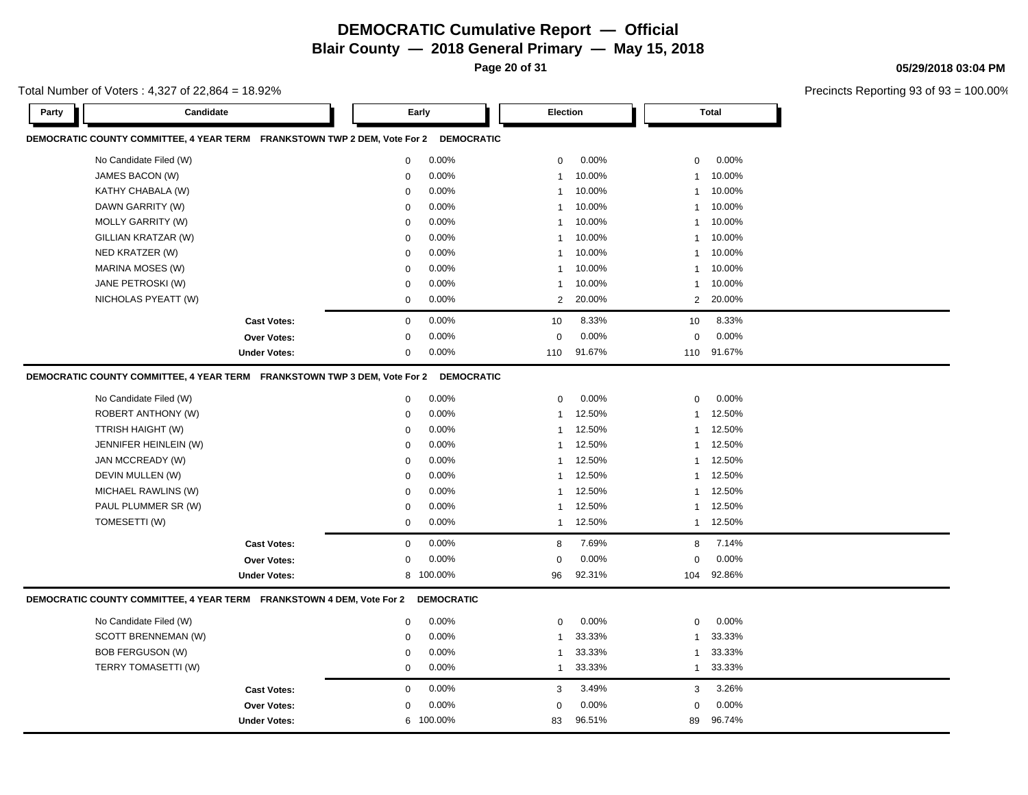# DEMOCRATIC Cumulative Report — Official

## Blair County — 2018 General Primary — May 15, 2018

05/29/2018 03:04 PM

Total Number of Voters : 4,327 of 22,864 = 18.92%

Precincts Reporting 93 of 93 = 100.00%

### DEMOCRATIC COUNTY COMMITTEE, 4 YEAR TERM FRANKSTOWN TWP 2 DEM, Vote For 2 DEMOCRATIC

| Party | Candidate | Early | | Election | | Total | |
|---|---|---|---|---|---|---|---|
| | No Candidate Filed (W) | 0 | 0.00% | 0 | 0.00% | 0 | 0.00% |
| | JAMES BACON (W) | 0 | 0.00% | 1 | 10.00% | 1 | 10.00% |
| | KATHY CHABALA (W) | 0 | 0.00% | 1 | 10.00% | 1 | 10.00% |
| | DAWN GARRITY (W) | 0 | 0.00% | 1 | 10.00% | 1 | 10.00% |
| | MOLLY GARRITY (W) | 0 | 0.00% | 1 | 10.00% | 1 | 10.00% |
| | GILLIAN KRATZAR (W) | 0 | 0.00% | 1 | 10.00% | 1 | 10.00% |
| | NED KRATZER (W) | 0 | 0.00% | 1 | 10.00% | 1 | 10.00% |
| | MARINA MOSES (W) | 0 | 0.00% | 1 | 10.00% | 1 | 10.00% |
| | JANE PETROSKI (W) | 0 | 0.00% | 1 | 10.00% | 1 | 10.00% |
| | NICHOLAS PYEATT (W) | 0 | 0.00% | 2 | 20.00% | 2 | 20.00% |
| | **Cast Votes:** | 0 | 0.00% | 10 | 8.33% | 10 | 8.33% |
| | **Over Votes:** | 0 | 0.00% | 0 | 0.00% | 0 | 0.00% |
| | **Under Votes:** | 0 | 0.00% | 110 | 91.67% | 110 | 91.67% |

### DEMOCRATIC COUNTY COMMITTEE, 4 YEAR TERM FRANKSTOWN TWP 3 DEM, Vote For 2 DEMOCRATIC

| Party | Candidate | Early | | Election | | Total | |
|---|---|---|---|---|---|---|---|
| | No Candidate Filed (W) | 0 | 0.00% | 0 | 0.00% | 0 | 0.00% |
| | ROBERT ANTHONY (W) | 0 | 0.00% | 1 | 12.50% | 1 | 12.50% |
| | TTRISH HAIGHT (W) | 0 | 0.00% | 1 | 12.50% | 1 | 12.50% |
| | JENNIFER HEINLEIN (W) | 0 | 0.00% | 1 | 12.50% | 1 | 12.50% |
| | JAN MCCREADY (W) | 0 | 0.00% | 1 | 12.50% | 1 | 12.50% |
| | DEVIN MULLEN (W) | 0 | 0.00% | 1 | 12.50% | 1 | 12.50% |
| | MICHAEL RAWLINS (W) | 0 | 0.00% | 1 | 12.50% | 1 | 12.50% |
| | PAUL PLUMMER SR (W) | 0 | 0.00% | 1 | 12.50% | 1 | 12.50% |
| | TOMESETTI (W) | 0 | 0.00% | 1 | 12.50% | 1 | 12.50% |
| | **Cast Votes:** | 0 | 0.00% | 8 | 7.69% | 8 | 7.14% |
| | **Over Votes:** | 0 | 0.00% | 0 | 0.00% | 0 | 0.00% |
| | **Under Votes:** | 8 | 100.00% | 96 | 92.31% | 104 | 92.86% |

### DEMOCRATIC COUNTY COMMITTEE, 4 YEAR TERM FRANKSTOWN 4 DEM, Vote For 2 DEMOCRATIC

| Party | Candidate | Early | | Election | | Total | |
|---|---|---|---|---|---|---|---|
| | No Candidate Filed (W) | 0 | 0.00% | 0 | 0.00% | 0 | 0.00% |
| | SCOTT BRENNEMAN (W) | 0 | 0.00% | 1 | 33.33% | 1 | 33.33% |
| | BOB FERGUSON (W) | 0 | 0.00% | 1 | 33.33% | 1 | 33.33% |
| | TERRY TOMASETTI (W) | 0 | 0.00% | 1 | 33.33% | 1 | 33.33% |
| | **Cast Votes:** | 0 | 0.00% | 3 | 3.49% | 3 | 3.26% |
| | **Over Votes:** | 0 | 0.00% | 0 | 0.00% | 0 | 0.00% |
| | **Under Votes:** | 6 | 100.00% | 83 | 96.51% | 89 | 96.74% |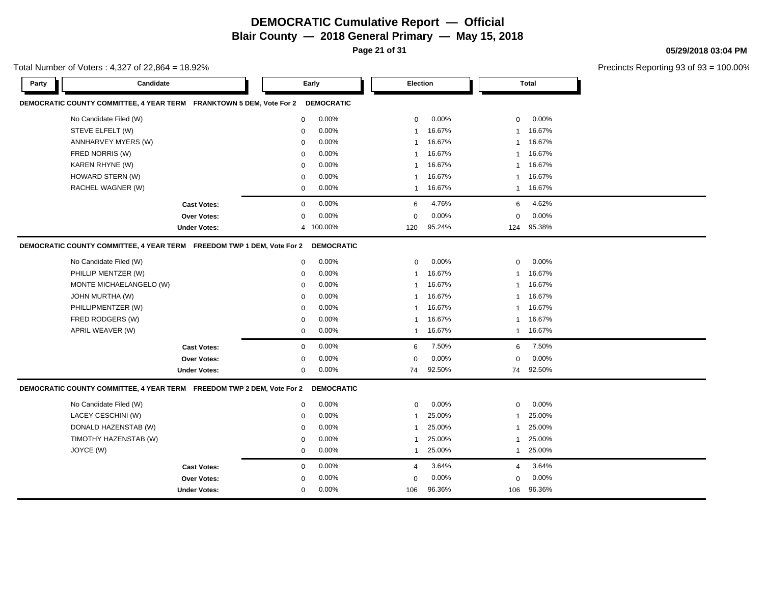# DEMOCRATIC Cumulative Report — Official

## Blair County — 2018 General Primary — May 15, 2018

05/29/2018 03:04 PM

Total Number of Voters : 4,327 of 22,864 = 18.92%

Precincts Reporting 93 of 93 = 100.00%

### DEMOCRATIC COUNTY COMMITTEE, 4 YEAR TERM FRANKTOWN 5 DEM, Vote For 2 — DEMOCRATIC

| Party | Candidate | Early | | Election | | Total | |
|---|---|---|---|---|---|---|---|
| | No Candidate Filed (W) | 0 | 0.00% | 0 | 0.00% | 0 | 0.00% |
| | STEVE ELFELT (W) | 0 | 0.00% | 1 | 16.67% | 1 | 16.67% |
| | ANNHARVEY MYERS (W) | 0 | 0.00% | 1 | 16.67% | 1 | 16.67% |
| | FRED NORRIS (W) | 0 | 0.00% | 1 | 16.67% | 1 | 16.67% |
| | KAREN RHYNE (W) | 0 | 0.00% | 1 | 16.67% | 1 | 16.67% |
| | HOWARD STERN (W) | 0 | 0.00% | 1 | 16.67% | 1 | 16.67% |
| | RACHEL WAGNER (W) | 0 | 0.00% | 1 | 16.67% | 1 | 16.67% |
| | **Cast Votes:** | 0 | 0.00% | 6 | 4.76% | 6 | 4.62% |
| | **Over Votes:** | 0 | 0.00% | 0 | 0.00% | 0 | 0.00% |
| | **Under Votes:** | 4 | 100.00% | 120 | 95.24% | 124 | 95.38% |

### DEMOCRATIC COUNTY COMMITTEE, 4 YEAR TERM FREEDOM TWP 1 DEM, Vote For 2 — DEMOCRATIC

| Party | Candidate | Early | | Election | | Total | |
|---|---|---|---|---|---|---|---|
| | No Candidate Filed (W) | 0 | 0.00% | 0 | 0.00% | 0 | 0.00% |
| | PHILLIP MENTZER (W) | 0 | 0.00% | 1 | 16.67% | 1 | 16.67% |
| | MONTE MICHAELANGELO (W) | 0 | 0.00% | 1 | 16.67% | 1 | 16.67% |
| | JOHN MURTHA (W) | 0 | 0.00% | 1 | 16.67% | 1 | 16.67% |
| | PHILLIPMENTZER (W) | 0 | 0.00% | 1 | 16.67% | 1 | 16.67% |
| | FRED RODGERS (W) | 0 | 0.00% | 1 | 16.67% | 1 | 16.67% |
| | APRIL WEAVER (W) | 0 | 0.00% | 1 | 16.67% | 1 | 16.67% |
| | **Cast Votes:** | 0 | 0.00% | 6 | 7.50% | 6 | 7.50% |
| | **Over Votes:** | 0 | 0.00% | 0 | 0.00% | 0 | 0.00% |
| | **Under Votes:** | 0 | 0.00% | 74 | 92.50% | 74 | 92.50% |

### DEMOCRATIC COUNTY COMMITTEE, 4 YEAR TERM FREEDOM TWP 2 DEM, Vote For 2 — DEMOCRATIC

| Party | Candidate | Early | | Election | | Total | |
|---|---|---|---|---|---|---|---|
| | No Candidate Filed (W) | 0 | 0.00% | 0 | 0.00% | 0 | 0.00% |
| | LACEY CESCHINI (W) | 0 | 0.00% | 1 | 25.00% | 1 | 25.00% |
| | DONALD HAZENSTAB (W) | 0 | 0.00% | 1 | 25.00% | 1 | 25.00% |
| | TIMOTHY HAZENSTAB (W) | 0 | 0.00% | 1 | 25.00% | 1 | 25.00% |
| | JOYCE (W) | 0 | 0.00% | 1 | 25.00% | 1 | 25.00% |
| | **Cast Votes:** | 0 | 0.00% | 4 | 3.64% | 4 | 3.64% |
| | **Over Votes:** | 0 | 0.00% | 0 | 0.00% | 0 | 0.00% |
| | **Under Votes:** | 0 | 0.00% | 106 | 96.36% | 106 | 96.36% |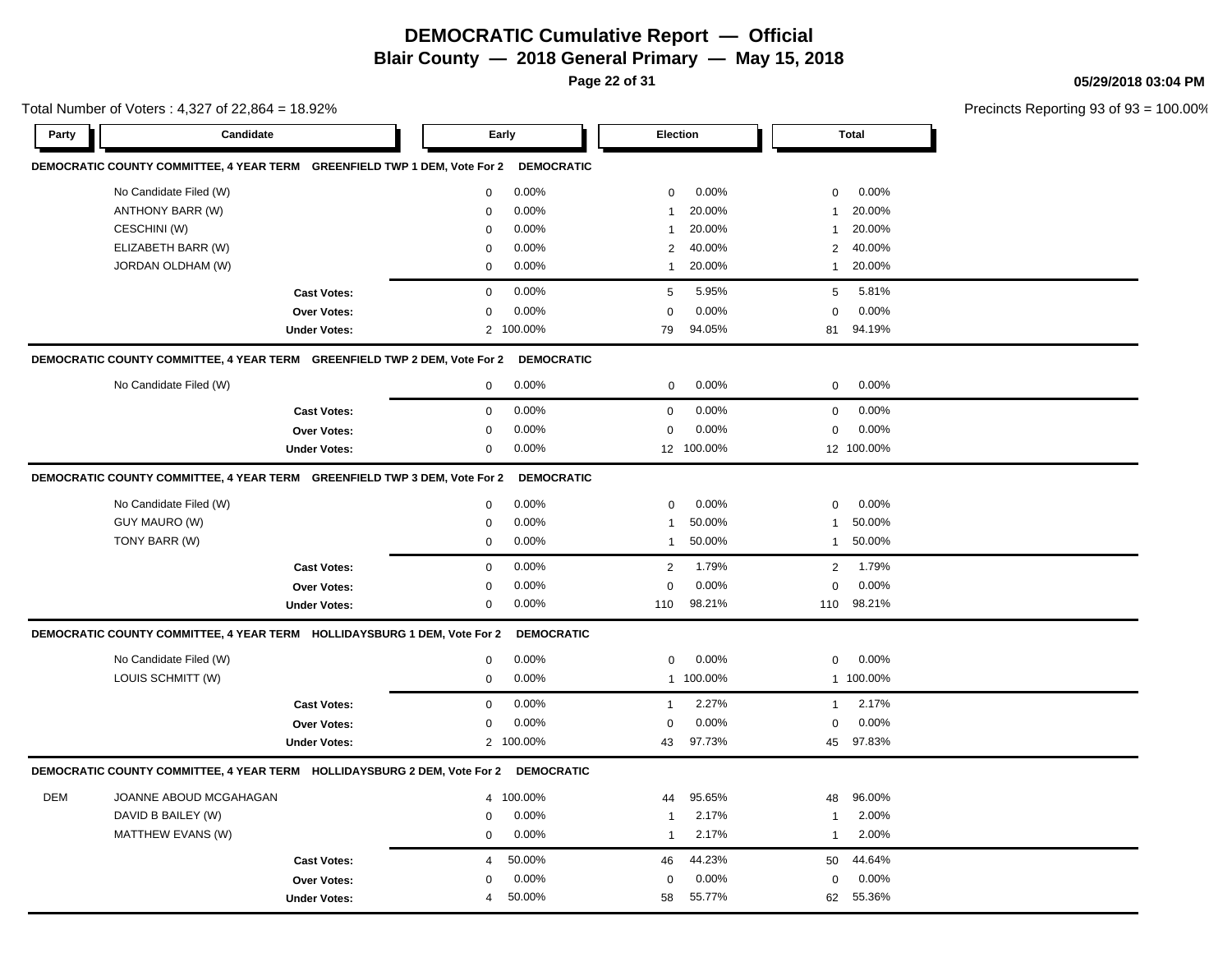# DEMOCRATIC Cumulative Report — Official

## Blair County — 2018 General Primary — May 15, 2018

05/29/2018 03:04 PM

Total Number of Voters : 4,327 of 22,864 = 18.92%

Precincts Reporting 93 of 93 = 100.00%

| Party | Candidate | Early | | Election | | Total | |
|---|---|---|---|---|---|---|---|
| **DEMOCRATIC COUNTY COMMITTEE, 4 YEAR TERM GREENFIELD TWP 1 DEM, Vote For 2 DEMOCRATIC** | | | | | | | |
| | No Candidate Filed (W) | 0 | 0.00% | 0 | 0.00% | 0 | 0.00% |
| | ANTHONY BARR (W) | 0 | 0.00% | 1 | 20.00% | 1 | 20.00% |
| | CESCHINI (W) | 0 | 0.00% | 1 | 20.00% | 1 | 20.00% |
| | ELIZABETH BARR (W) | 0 | 0.00% | 2 | 40.00% | 2 | 40.00% |
| | JORDAN OLDHAM (W) | 0 | 0.00% | 1 | 20.00% | 1 | 20.00% |
| | **Cast Votes:** | 0 | 0.00% | 5 | 5.95% | 5 | 5.81% |
| | **Over Votes:** | 0 | 0.00% | 0 | 0.00% | 0 | 0.00% |
| | **Under Votes:** | 2 | 100.00% | 79 | 94.05% | 81 | 94.19% |
| **DEMOCRATIC COUNTY COMMITTEE, 4 YEAR TERM GREENFIELD TWP 2 DEM, Vote For 2 DEMOCRATIC** | | | | | | | |
| | No Candidate Filed (W) | 0 | 0.00% | 0 | 0.00% | 0 | 0.00% |
| | **Cast Votes:** | 0 | 0.00% | 0 | 0.00% | 0 | 0.00% |
| | **Over Votes:** | 0 | 0.00% | 0 | 0.00% | 0 | 0.00% |
| | **Under Votes:** | 0 | 0.00% | 12 | 100.00% | 12 | 100.00% |
| **DEMOCRATIC COUNTY COMMITTEE, 4 YEAR TERM GREENFIELD TWP 3 DEM, Vote For 2 DEMOCRATIC** | | | | | | | |
| | No Candidate Filed (W) | 0 | 0.00% | 0 | 0.00% | 0 | 0.00% |
| | GUY MAURO (W) | 0 | 0.00% | 1 | 50.00% | 1 | 50.00% |
| | TONY BARR (W) | 0 | 0.00% | 1 | 50.00% | 1 | 50.00% |
| | **Cast Votes:** | 0 | 0.00% | 2 | 1.79% | 2 | 1.79% |
| | **Over Votes:** | 0 | 0.00% | 0 | 0.00% | 0 | 0.00% |
| | **Under Votes:** | 0 | 0.00% | 110 | 98.21% | 110 | 98.21% |
| **DEMOCRATIC COUNTY COMMITTEE, 4 YEAR TERM HOLLIDAYSBURG 1 DEM, Vote For 2 DEMOCRATIC** | | | | | | | |
| | No Candidate Filed (W) | 0 | 0.00% | 0 | 0.00% | 0 | 0.00% |
| | LOUIS SCHMITT (W) | 0 | 0.00% | 1 | 100.00% | 1 | 100.00% |
| | **Cast Votes:** | 0 | 0.00% | 1 | 2.27% | 1 | 2.17% |
| | **Over Votes:** | 0 | 0.00% | 0 | 0.00% | 0 | 0.00% |
| | **Under Votes:** | 2 | 100.00% | 43 | 97.73% | 45 | 97.83% |
| **DEMOCRATIC COUNTY COMMITTEE, 4 YEAR TERM HOLLIDAYSBURG 2 DEM, Vote For 2 DEMOCRATIC** | | | | | | | |
| DEM | JOANNE ABOUD MCGAHAGAN | 4 | 100.00% | 44 | 95.65% | 48 | 96.00% |
| | DAVID B BAILEY (W) | 0 | 0.00% | 1 | 2.17% | 1 | 2.00% |
| | MATTHEW EVANS (W) | 0 | 0.00% | 1 | 2.17% | 1 | 2.00% |
| | **Cast Votes:** | 4 | 50.00% | 46 | 44.23% | 50 | 44.64% |
| | **Over Votes:** | 0 | 0.00% | 0 | 0.00% | 0 | 0.00% |
| | **Under Votes:** | 4 | 50.00% | 58 | 55.77% | 62 | 55.36% |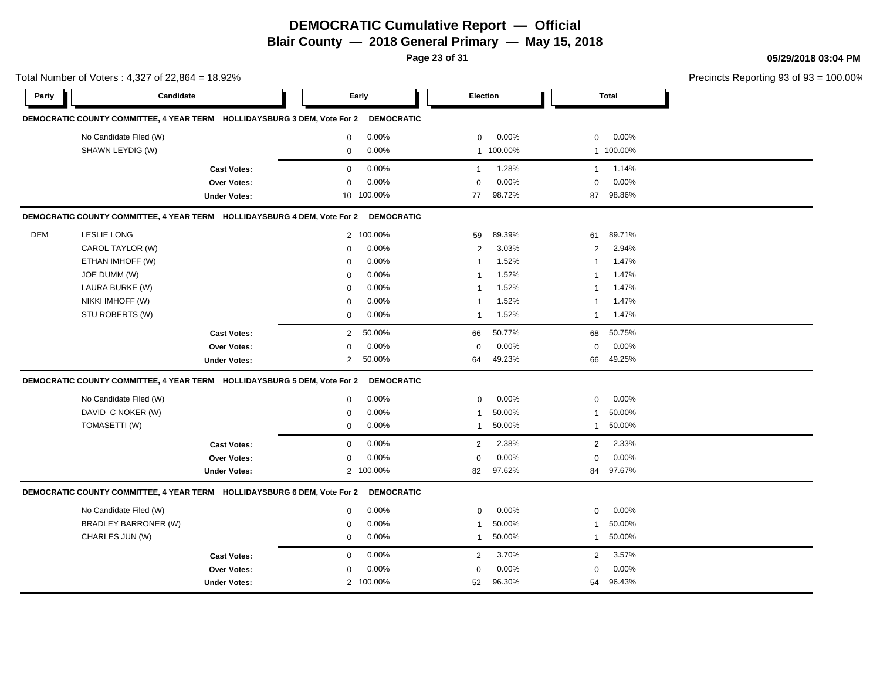# DEMOCRATIC Cumulative Report — Official

## Blair County — 2018 General Primary — May 15, 2018

05/29/2018 03:04 PM

Total Number of Voters : 4,327 of 22,864 = 18.92%

Precincts Reporting 93 of 93 = 100.00%

| Party | Candidate | Early | | Election | | Total | |
|---|---|---|---|---|---|---|---|
| **DEMOCRATIC COUNTY COMMITTEE, 4 YEAR TERM HOLLIDAYSBURG 3 DEM, Vote For 2** | **DEMOCRATIC** | | | | | | |
| | No Candidate Filed (W) | 0 | 0.00% | 0 | 0.00% | 0 | 0.00% |
| | SHAWN LEYDIG (W) | 0 | 0.00% | 1 | 100.00% | 1 | 100.00% |
| | **Cast Votes:** | 0 | 0.00% | 1 | 1.28% | 1 | 1.14% |
| | **Over Votes:** | 0 | 0.00% | 0 | 0.00% | 0 | 0.00% |
| | **Under Votes:** | 10 | 100.00% | 77 | 98.72% | 87 | 98.86% |
| **DEMOCRATIC COUNTY COMMITTEE, 4 YEAR TERM HOLLIDAYSBURG 4 DEM, Vote For 2** | **DEMOCRATIC** | | | | | | |
| DEM | LESLIE LONG | 2 | 100.00% | 59 | 89.39% | 61 | 89.71% |
| | CAROL TAYLOR (W) | 0 | 0.00% | 2 | 3.03% | 2 | 2.94% |
| | ETHAN IMHOFF (W) | 0 | 0.00% | 1 | 1.52% | 1 | 1.47% |
| | JOE DUMM (W) | 0 | 0.00% | 1 | 1.52% | 1 | 1.47% |
| | LAURA BURKE (W) | 0 | 0.00% | 1 | 1.52% | 1 | 1.47% |
| | NIKKI IMHOFF (W) | 0 | 0.00% | 1 | 1.52% | 1 | 1.47% |
| | STU ROBERTS (W) | 0 | 0.00% | 1 | 1.52% | 1 | 1.47% |
| | **Cast Votes:** | 2 | 50.00% | 66 | 50.77% | 68 | 50.75% |
| | **Over Votes:** | 0 | 0.00% | 0 | 0.00% | 0 | 0.00% |
| | **Under Votes:** | 2 | 50.00% | 64 | 49.23% | 66 | 49.25% |
| **DEMOCRATIC COUNTY COMMITTEE, 4 YEAR TERM HOLLIDAYSBURG 5 DEM, Vote For 2** | **DEMOCRATIC** | | | | | | |
| | No Candidate Filed (W) | 0 | 0.00% | 0 | 0.00% | 0 | 0.00% |
| | DAVID C NOKER (W) | 0 | 0.00% | 1 | 50.00% | 1 | 50.00% |
| | TOMASETTI (W) | 0 | 0.00% | 1 | 50.00% | 1 | 50.00% |
| | **Cast Votes:** | 0 | 0.00% | 2 | 2.38% | 2 | 2.33% |
| | **Over Votes:** | 0 | 0.00% | 0 | 0.00% | 0 | 0.00% |
| | **Under Votes:** | 2 | 100.00% | 82 | 97.62% | 84 | 97.67% |
| **DEMOCRATIC COUNTY COMMITTEE, 4 YEAR TERM HOLLIDAYSBURG 6 DEM, Vote For 2** | **DEMOCRATIC** | | | | | | |
| | No Candidate Filed (W) | 0 | 0.00% | 0 | 0.00% | 0 | 0.00% |
| | BRADLEY BARRONER (W) | 0 | 0.00% | 1 | 50.00% | 1 | 50.00% |
| | CHARLES JUN (W) | 0 | 0.00% | 1 | 50.00% | 1 | 50.00% |
| | **Cast Votes:** | 0 | 0.00% | 2 | 3.70% | 2 | 3.57% |
| | **Over Votes:** | 0 | 0.00% | 0 | 0.00% | 0 | 0.00% |
| | **Under Votes:** | 2 | 100.00% | 52 | 96.30% | 54 | 96.43% |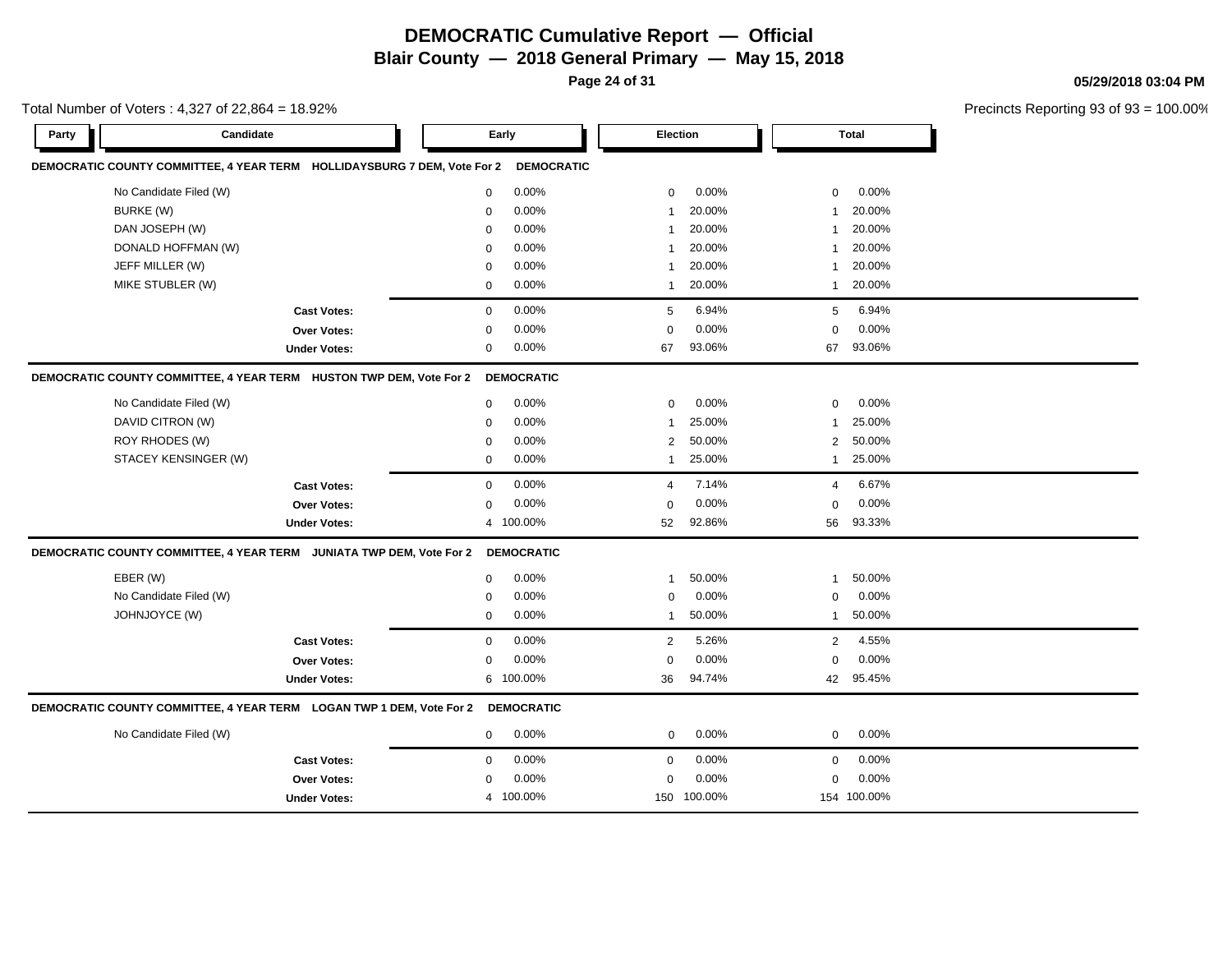# DEMOCRATIC Cumulative Report — Official

## Blair County — 2018 General Primary — May 15, 2018

05/29/2018 03:04 PM

Total Number of Voters : 4,327 of 22,864 = 18.92%

Precincts Reporting 93 of 93 = 100.00%

| Party | Candidate | Early | | Election | | Total | |
|---|---|---|---|---|---|---|---|
| **DEMOCRATIC COUNTY COMMITTEE, 4 YEAR TERM HOLLIDAYSBURG 7 DEM, Vote For 2** | | **DEMOCRATIC** | | | | | |
| | No Candidate Filed (W) | 0 | 0.00% | 0 | 0.00% | 0 | 0.00% |
| | BURKE (W) | 0 | 0.00% | 1 | 20.00% | 1 | 20.00% |
| | DAN JOSEPH (W) | 0 | 0.00% | 1 | 20.00% | 1 | 20.00% |
| | DONALD HOFFMAN (W) | 0 | 0.00% | 1 | 20.00% | 1 | 20.00% |
| | JEFF MILLER (W) | 0 | 0.00% | 1 | 20.00% | 1 | 20.00% |
| | MIKE STUBLER (W) | 0 | 0.00% | 1 | 20.00% | 1 | 20.00% |
| | **Cast Votes:** | 0 | 0.00% | 5 | 6.94% | 5 | 6.94% |
| | **Over Votes:** | 0 | 0.00% | 0 | 0.00% | 0 | 0.00% |
| | **Under Votes:** | 0 | 0.00% | 67 | 93.06% | 67 | 93.06% |
| **DEMOCRATIC COUNTY COMMITTEE, 4 YEAR TERM HUSTON TWP DEM, Vote For 2** | | **DEMOCRATIC** | | | | | |
| | No Candidate Filed (W) | 0 | 0.00% | 0 | 0.00% | 0 | 0.00% |
| | DAVID CITRON (W) | 0 | 0.00% | 1 | 25.00% | 1 | 25.00% |
| | ROY RHODES (W) | 0 | 0.00% | 2 | 50.00% | 2 | 50.00% |
| | STACEY KENSINGER (W) | 0 | 0.00% | 1 | 25.00% | 1 | 25.00% |
| | **Cast Votes:** | 0 | 0.00% | 4 | 7.14% | 4 | 6.67% |
| | **Over Votes:** | 0 | 0.00% | 0 | 0.00% | 0 | 0.00% |
| | **Under Votes:** | 4 | 100.00% | 52 | 92.86% | 56 | 93.33% |
| **DEMOCRATIC COUNTY COMMITTEE, 4 YEAR TERM JUNIATA TWP DEM, Vote For 2** | | **DEMOCRATIC** | | | | | |
| | EBER (W) | 0 | 0.00% | 1 | 50.00% | 1 | 50.00% |
| | No Candidate Filed (W) | 0 | 0.00% | 0 | 0.00% | 0 | 0.00% |
| | JOHNJOYCE (W) | 0 | 0.00% | 1 | 50.00% | 1 | 50.00% |
| | **Cast Votes:** | 0 | 0.00% | 2 | 5.26% | 2 | 4.55% |
| | **Over Votes:** | 0 | 0.00% | 0 | 0.00% | 0 | 0.00% |
| | **Under Votes:** | 6 | 100.00% | 36 | 94.74% | 42 | 95.45% |
| **DEMOCRATIC COUNTY COMMITTEE, 4 YEAR TERM LOGAN TWP 1 DEM, Vote For 2** | | **DEMOCRATIC** | | | | | |
| | No Candidate Filed (W) | 0 | 0.00% | 0 | 0.00% | 0 | 0.00% |
| | **Cast Votes:** | 0 | 0.00% | 0 | 0.00% | 0 | 0.00% |
| | **Over Votes:** | 0 | 0.00% | 0 | 0.00% | 0 | 0.00% |
| | **Under Votes:** | 4 | 100.00% | 150 | 100.00% | 154 | 100.00% |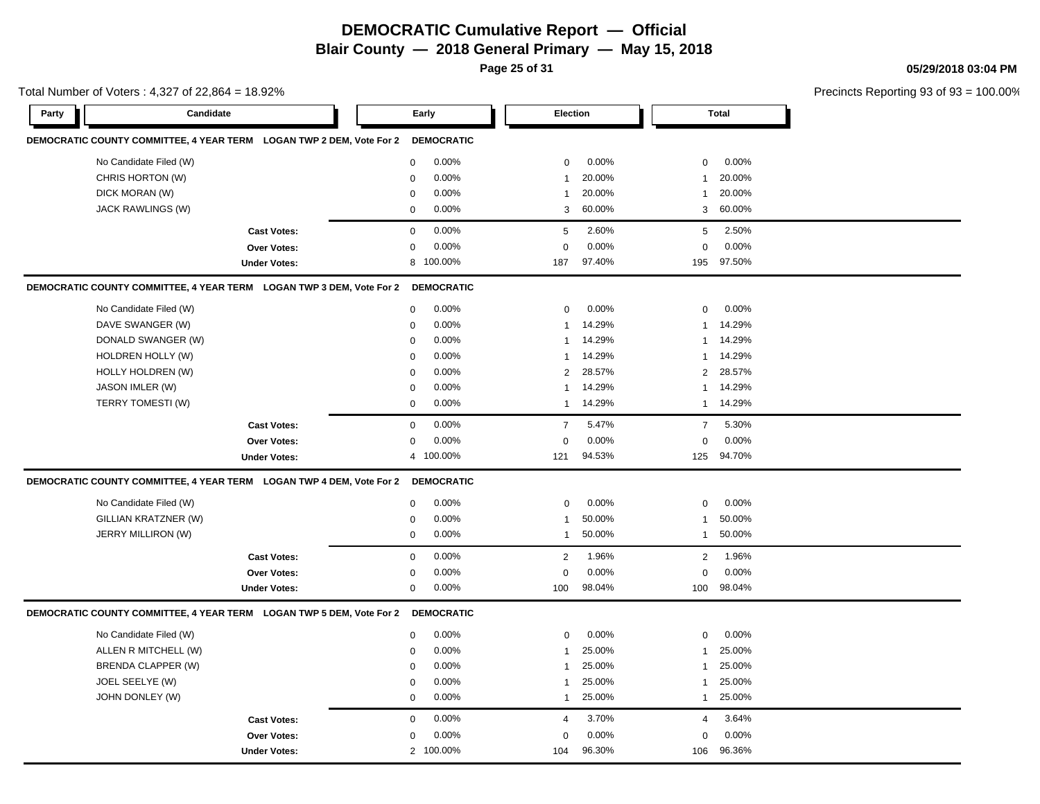# DEMOCRATIC Cumulative Report — Official
## Blair County — 2018 General Primary — May 15, 2018

05/29/2018 03:04 PM

Total Number of Voters : 4,327 of 22,864 = 18.92%

Precincts Reporting 93 of 93 = 100.00%

### DEMOCRATIC COUNTY COMMITTEE, 4 YEAR TERM LOGAN TWP 2 DEM, Vote For 2 — DEMOCRATIC

| Candidate | Early | | Election | | Total | |
|---|---|---|---|---|---|---|
| No Candidate Filed (W) | 0 | 0.00% | 0 | 0.00% | 0 | 0.00% |
| CHRIS HORTON (W) | 0 | 0.00% | 1 | 20.00% | 1 | 20.00% |
| DICK MORAN (W) | 0 | 0.00% | 1 | 20.00% | 1 | 20.00% |
| JACK RAWLINGS (W) | 0 | 0.00% | 3 | 60.00% | 3 | 60.00% |
| **Cast Votes:** | 0 | 0.00% | 5 | 2.60% | 5 | 2.50% |
| **Over Votes:** | 0 | 0.00% | 0 | 0.00% | 0 | 0.00% |
| **Under Votes:** | 8 | 100.00% | 187 | 97.40% | 195 | 97.50% |

### DEMOCRATIC COUNTY COMMITTEE, 4 YEAR TERM LOGAN TWP 3 DEM, Vote For 2 — DEMOCRATIC

| Candidate | Early | | Election | | Total | |
|---|---|---|---|---|---|---|
| No Candidate Filed (W) | 0 | 0.00% | 0 | 0.00% | 0 | 0.00% |
| DAVE SWANGER (W) | 0 | 0.00% | 1 | 14.29% | 1 | 14.29% |
| DONALD SWANGER (W) | 0 | 0.00% | 1 | 14.29% | 1 | 14.29% |
| HOLDREN HOLLY (W) | 0 | 0.00% | 1 | 14.29% | 1 | 14.29% |
| HOLLY HOLDREN (W) | 0 | 0.00% | 2 | 28.57% | 2 | 28.57% |
| JASON IMLER (W) | 0 | 0.00% | 1 | 14.29% | 1 | 14.29% |
| TERRY TOMESTI (W) | 0 | 0.00% | 1 | 14.29% | 1 | 14.29% |
| **Cast Votes:** | 0 | 0.00% | 7 | 5.47% | 7 | 5.30% |
| **Over Votes:** | 0 | 0.00% | 0 | 0.00% | 0 | 0.00% |
| **Under Votes:** | 4 | 100.00% | 121 | 94.53% | 125 | 94.70% |

### DEMOCRATIC COUNTY COMMITTEE, 4 YEAR TERM LOGAN TWP 4 DEM, Vote For 2 — DEMOCRATIC

| Candidate | Early | | Election | | Total | |
|---|---|---|---|---|---|---|
| No Candidate Filed (W) | 0 | 0.00% | 0 | 0.00% | 0 | 0.00% |
| GILLIAN KRATZNER (W) | 0 | 0.00% | 1 | 50.00% | 1 | 50.00% |
| JERRY MILLIRON (W) | 0 | 0.00% | 1 | 50.00% | 1 | 50.00% |
| **Cast Votes:** | 0 | 0.00% | 2 | 1.96% | 2 | 1.96% |
| **Over Votes:** | 0 | 0.00% | 0 | 0.00% | 0 | 0.00% |
| **Under Votes:** | 0 | 0.00% | 100 | 98.04% | 100 | 98.04% |

### DEMOCRATIC COUNTY COMMITTEE, 4 YEAR TERM LOGAN TWP 5 DEM, Vote For 2 — DEMOCRATIC

| Candidate | Early | | Election | | Total | |
|---|---|---|---|---|---|---|
| No Candidate Filed (W) | 0 | 0.00% | 0 | 0.00% | 0 | 0.00% |
| ALLEN R MITCHELL (W) | 0 | 0.00% | 1 | 25.00% | 1 | 25.00% |
| BRENDA CLAPPER (W) | 0 | 0.00% | 1 | 25.00% | 1 | 25.00% |
| JOEL SEELYE (W) | 0 | 0.00% | 1 | 25.00% | 1 | 25.00% |
| JOHN DONLEY (W) | 0 | 0.00% | 1 | 25.00% | 1 | 25.00% |
| **Cast Votes:** | 0 | 0.00% | 4 | 3.70% | 4 | 3.64% |
| **Over Votes:** | 0 | 0.00% | 0 | 0.00% | 0 | 0.00% |
| **Under Votes:** | 2 | 100.00% | 104 | 96.30% | 106 | 96.36% |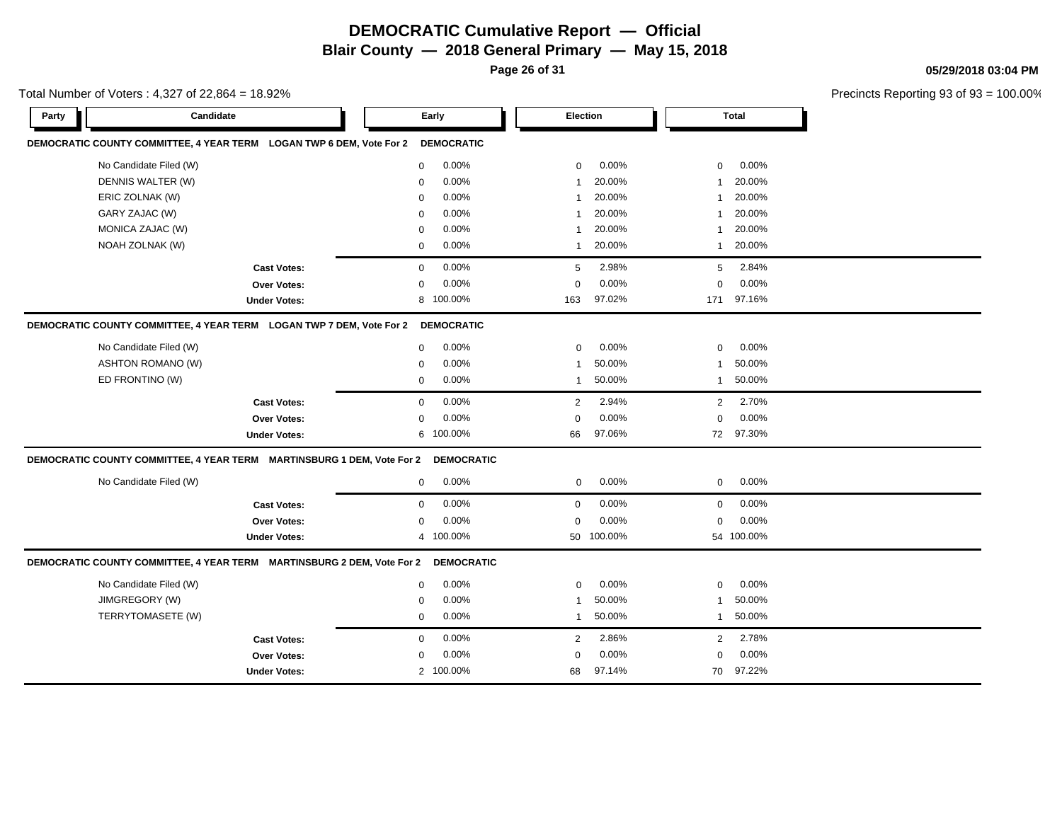# DEMOCRATIC Cumulative Report — Official

**Blair County — 2018 General Primary — May 15, 2018**

05/29/2018 03:04 PM

Total Number of Voters : 4,327 of 22,864 = 18.92%

Precincts Reporting 93 of 93 = 100.00%

| Party | Candidate | Early | | Election | | Total | |
|---|---|---|---|---|---|---|---|
| **DEMOCRATIC COUNTY COMMITTEE, 4 YEAR TERM LOGAN TWP 6 DEM, Vote For 2** | | **DEMOCRATIC** | | | | | |
| | No Candidate Filed (W) | 0 | 0.00% | 0 | 0.00% | 0 | 0.00% |
| | DENNIS WALTER (W) | 0 | 0.00% | 1 | 20.00% | 1 | 20.00% |
| | ERIC ZOLNAK (W) | 0 | 0.00% | 1 | 20.00% | 1 | 20.00% |
| | GARY ZAJAC (W) | 0 | 0.00% | 1 | 20.00% | 1 | 20.00% |
| | MONICA ZAJAC (W) | 0 | 0.00% | 1 | 20.00% | 1 | 20.00% |
| | NOAH ZOLNAK (W) | 0 | 0.00% | 1 | 20.00% | 1 | 20.00% |
| | **Cast Votes:** | 0 | 0.00% | 5 | 2.98% | 5 | 2.84% |
| | **Over Votes:** | 0 | 0.00% | 0 | 0.00% | 0 | 0.00% |
| | **Under Votes:** | 8 | 100.00% | 163 | 97.02% | 171 | 97.16% |
| **DEMOCRATIC COUNTY COMMITTEE, 4 YEAR TERM LOGAN TWP 7 DEM, Vote For 2** | | **DEMOCRATIC** | | | | | |
| | No Candidate Filed (W) | 0 | 0.00% | 0 | 0.00% | 0 | 0.00% |
| | ASHTON ROMANO (W) | 0 | 0.00% | 1 | 50.00% | 1 | 50.00% |
| | ED FRONTINO (W) | 0 | 0.00% | 1 | 50.00% | 1 | 50.00% |
| | **Cast Votes:** | 0 | 0.00% | 2 | 2.94% | 2 | 2.70% |
| | **Over Votes:** | 0 | 0.00% | 0 | 0.00% | 0 | 0.00% |
| | **Under Votes:** | 6 | 100.00% | 66 | 97.06% | 72 | 97.30% |
| **DEMOCRATIC COUNTY COMMITTEE, 4 YEAR TERM MARTINSBURG 1 DEM, Vote For 2** | | **DEMOCRATIC** | | | | | |
| | No Candidate Filed (W) | 0 | 0.00% | 0 | 0.00% | 0 | 0.00% |
| | **Cast Votes:** | 0 | 0.00% | 0 | 0.00% | 0 | 0.00% |
| | **Over Votes:** | 0 | 0.00% | 0 | 0.00% | 0 | 0.00% |
| | **Under Votes:** | 4 | 100.00% | 50 | 100.00% | 54 | 100.00% |
| **DEMOCRATIC COUNTY COMMITTEE, 4 YEAR TERM MARTINSBURG 2 DEM, Vote For 2** | | **DEMOCRATIC** | | | | | |
| | No Candidate Filed (W) | 0 | 0.00% | 0 | 0.00% | 0 | 0.00% |
| | JIMGREGORY (W) | 0 | 0.00% | 1 | 50.00% | 1 | 50.00% |
| | TERRYTOMASETE (W) | 0 | 0.00% | 1 | 50.00% | 1 | 50.00% |
| | **Cast Votes:** | 0 | 0.00% | 2 | 2.86% | 2 | 2.78% |
| | **Over Votes:** | 0 | 0.00% | 0 | 0.00% | 0 | 0.00% |
| | **Under Votes:** | 2 | 100.00% | 68 | 97.14% | 70 | 97.22% |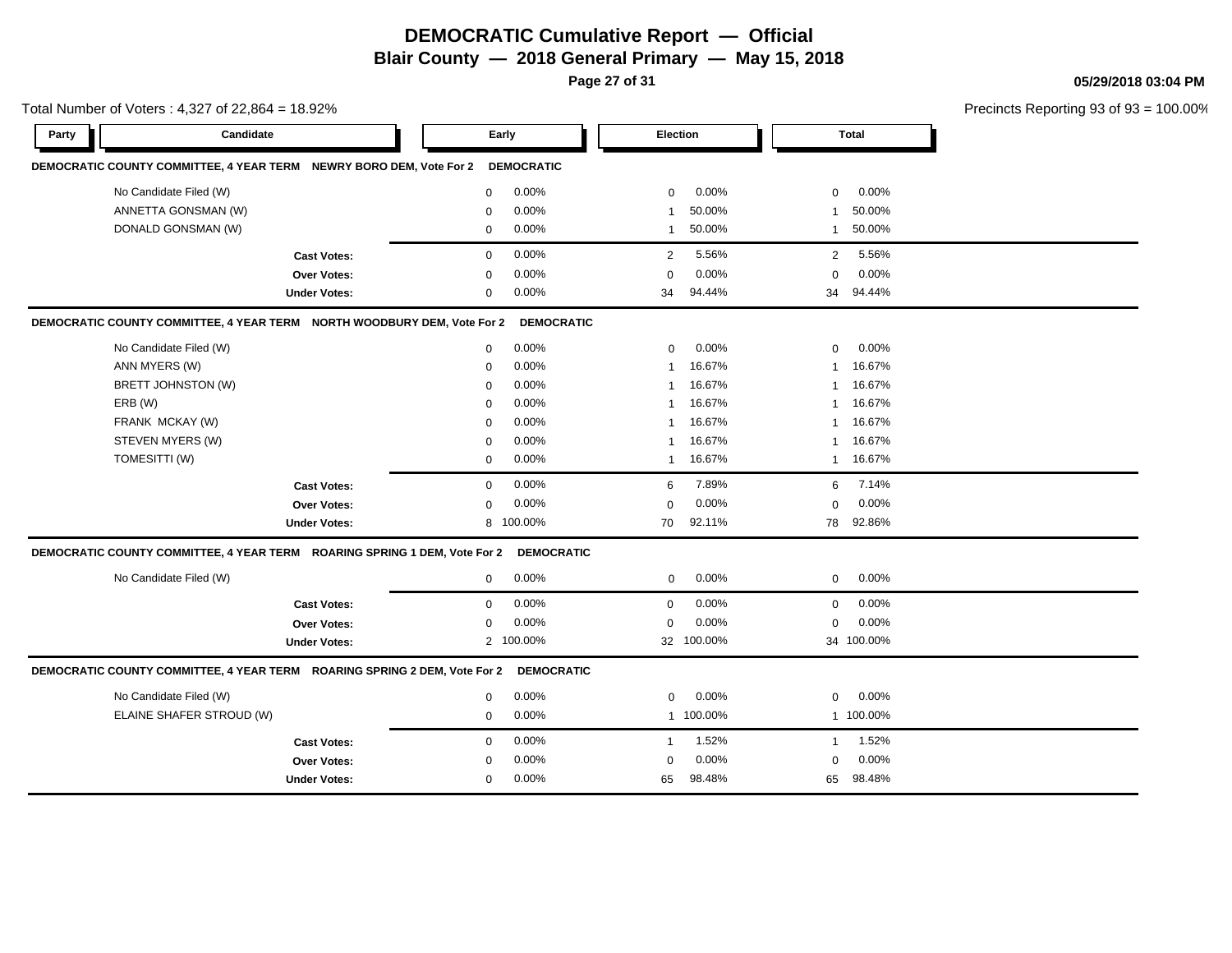# DEMOCRATIC Cumulative Report — Official

**Blair County — 2018 General Primary — May 15, 2018**

**05/29/2018 03:04 PM**

Total Number of Voters : 4,327 of 22,864 = 18.92%

Precincts Reporting 93 of 93 = 100.00%

| Party | Candidate | Early | | Election | | Total | |
|---|---|---|---|---|---|---|---|
| **DEMOCRATIC COUNTY COMMITTEE, 4 YEAR TERM NEWRY BORO DEM, Vote For 2** | **DEMOCRATIC** | | | | | | |
| | No Candidate Filed (W) | 0 | 0.00% | 0 | 0.00% | 0 | 0.00% |
| | ANNETTA GONSMAN (W) | 0 | 0.00% | 1 | 50.00% | 1 | 50.00% |
| | DONALD GONSMAN (W) | 0 | 0.00% | 1 | 50.00% | 1 | 50.00% |
| | **Cast Votes:** | 0 | 0.00% | 2 | 5.56% | 2 | 5.56% |
| | **Over Votes:** | 0 | 0.00% | 0 | 0.00% | 0 | 0.00% |
| | **Under Votes:** | 0 | 0.00% | 34 | 94.44% | 34 | 94.44% |
| **DEMOCRATIC COUNTY COMMITTEE, 4 YEAR TERM NORTH WOODBURY DEM, Vote For 2** | **DEMOCRATIC** | | | | | | |
| | No Candidate Filed (W) | 0 | 0.00% | 0 | 0.00% | 0 | 0.00% |
| | ANN MYERS (W) | 0 | 0.00% | 1 | 16.67% | 1 | 16.67% |
| | BRETT JOHNSTON (W) | 0 | 0.00% | 1 | 16.67% | 1 | 16.67% |
| | ERB (W) | 0 | 0.00% | 1 | 16.67% | 1 | 16.67% |
| | FRANK MCKAY (W) | 0 | 0.00% | 1 | 16.67% | 1 | 16.67% |
| | STEVEN MYERS (W) | 0 | 0.00% | 1 | 16.67% | 1 | 16.67% |
| | TOMESITTI (W) | 0 | 0.00% | 1 | 16.67% | 1 | 16.67% |
| | **Cast Votes:** | 0 | 0.00% | 6 | 7.89% | 6 | 7.14% |
| | **Over Votes:** | 0 | 0.00% | 0 | 0.00% | 0 | 0.00% |
| | **Under Votes:** | 8 | 100.00% | 70 | 92.11% | 78 | 92.86% |
| **DEMOCRATIC COUNTY COMMITTEE, 4 YEAR TERM ROARING SPRING 1 DEM, Vote For 2** | **DEMOCRATIC** | | | | | | |
| | No Candidate Filed (W) | 0 | 0.00% | 0 | 0.00% | 0 | 0.00% |
| | **Cast Votes:** | 0 | 0.00% | 0 | 0.00% | 0 | 0.00% |
| | **Over Votes:** | 0 | 0.00% | 0 | 0.00% | 0 | 0.00% |
| | **Under Votes:** | 2 | 100.00% | 32 | 100.00% | 34 | 100.00% |
| **DEMOCRATIC COUNTY COMMITTEE, 4 YEAR TERM ROARING SPRING 2 DEM, Vote For 2** | **DEMOCRATIC** | | | | | | |
| | No Candidate Filed (W) | 0 | 0.00% | 0 | 0.00% | 0 | 0.00% |
| | ELAINE SHAFER STROUD (W) | 0 | 0.00% | 1 | 100.00% | 1 | 100.00% |
| | **Cast Votes:** | 0 | 0.00% | 1 | 1.52% | 1 | 1.52% |
| | **Over Votes:** | 0 | 0.00% | 0 | 0.00% | 0 | 0.00% |
| | **Under Votes:** | 0 | 0.00% | 65 | 98.48% | 65 | 98.48% |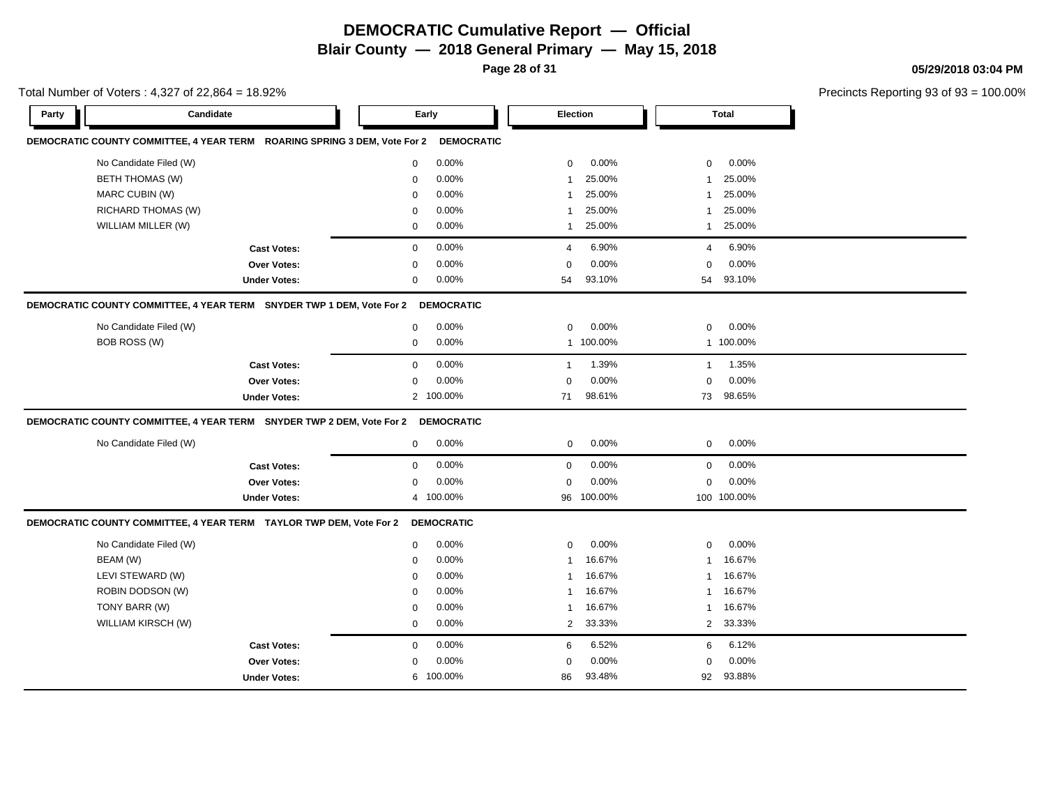# DEMOCRATIC Cumulative Report — Official

## Blair County — 2018 General Primary — May 15, 2018

05/29/2018 03:04 PM

Total Number of Voters : 4,327 of 22,864 = 18.92%

Precincts Reporting 93 of 93 = 100.00%

| Party | Candidate | Early | | Election | | Total | |
|---|---|---|---|---|---|---|---|
| **DEMOCRATIC COUNTY COMMITTEE, 4 YEAR TERM ROARING SPRING 3 DEM, Vote For 2** | | **DEMOCRATIC** | | | | | |
| | No Candidate Filed (W) | 0 | 0.00% | 0 | 0.00% | 0 | 0.00% |
| | BETH THOMAS (W) | 0 | 0.00% | 1 | 25.00% | 1 | 25.00% |
| | MARC CUBIN (W) | 0 | 0.00% | 1 | 25.00% | 1 | 25.00% |
| | RICHARD THOMAS (W) | 0 | 0.00% | 1 | 25.00% | 1 | 25.00% |
| | WILLIAM MILLER (W) | 0 | 0.00% | 1 | 25.00% | 1 | 25.00% |
| | **Cast Votes:** | 0 | 0.00% | 4 | 6.90% | 4 | 6.90% |
| | **Over Votes:** | 0 | 0.00% | 0 | 0.00% | 0 | 0.00% |
| | **Under Votes:** | 0 | 0.00% | 54 | 93.10% | 54 | 93.10% |
| **DEMOCRATIC COUNTY COMMITTEE, 4 YEAR TERM SNYDER TWP 1 DEM, Vote For 2** | | **DEMOCRATIC** | | | | | |
| | No Candidate Filed (W) | 0 | 0.00% | 0 | 0.00% | 0 | 0.00% |
| | BOB ROSS (W) | 0 | 0.00% | 1 | 100.00% | 1 | 100.00% |
| | **Cast Votes:** | 0 | 0.00% | 1 | 1.39% | 1 | 1.35% |
| | **Over Votes:** | 0 | 0.00% | 0 | 0.00% | 0 | 0.00% |
| | **Under Votes:** | 2 | 100.00% | 71 | 98.61% | 73 | 98.65% |
| **DEMOCRATIC COUNTY COMMITTEE, 4 YEAR TERM SNYDER TWP 2 DEM, Vote For 2** | | **DEMOCRATIC** | | | | | |
| | No Candidate Filed (W) | 0 | 0.00% | 0 | 0.00% | 0 | 0.00% |
| | **Cast Votes:** | 0 | 0.00% | 0 | 0.00% | 0 | 0.00% |
| | **Over Votes:** | 0 | 0.00% | 0 | 0.00% | 0 | 0.00% |
| | **Under Votes:** | 4 | 100.00% | 96 | 100.00% | 100 | 100.00% |
| **DEMOCRATIC COUNTY COMMITTEE, 4 YEAR TERM TAYLOR TWP DEM, Vote For 2** | | **DEMOCRATIC** | | | | | |
| | No Candidate Filed (W) | 0 | 0.00% | 0 | 0.00% | 0 | 0.00% |
| | BEAM (W) | 0 | 0.00% | 1 | 16.67% | 1 | 16.67% |
| | LEVI STEWARD (W) | 0 | 0.00% | 1 | 16.67% | 1 | 16.67% |
| | ROBIN DODSON (W) | 0 | 0.00% | 1 | 16.67% | 1 | 16.67% |
| | TONY BARR (W) | 0 | 0.00% | 1 | 16.67% | 1 | 16.67% |
| | WILLIAM KIRSCH (W) | 0 | 0.00% | 2 | 33.33% | 2 | 33.33% |
| | **Cast Votes:** | 0 | 0.00% | 6 | 6.52% | 6 | 6.12% |
| | **Over Votes:** | 0 | 0.00% | 0 | 0.00% | 0 | 0.00% |
| | **Under Votes:** | 6 | 100.00% | 86 | 93.48% | 92 | 93.88% |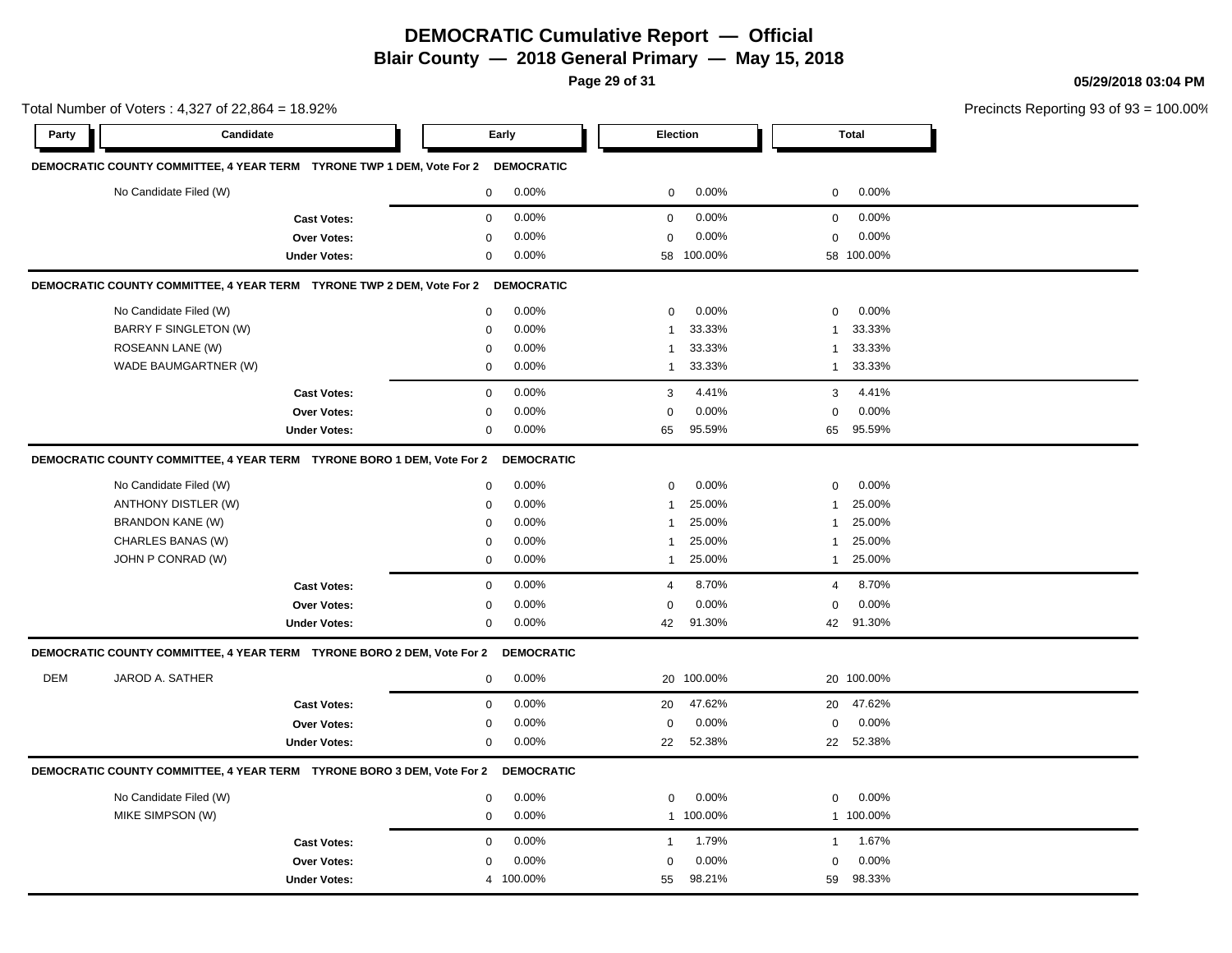# DEMOCRATIC Cumulative Report — Official

## Blair County — 2018 General Primary — May 15, 2018

05/29/2018 03:04 PM

Total Number of Voters : 4,327 of 22,864 = 18.92%

Precincts Reporting 93 of 93 = 100.00%

### DEMOCRATIC COUNTY COMMITTEE, 4 YEAR TERM TYRONE TWP 1 DEM, Vote For 2 DEMOCRATIC

| Party | Candidate | Early | | Election | | Total | |
|---|---|---|---|---|---|---|---|
| | No Candidate Filed (W) | 0 | 0.00% | 0 | 0.00% | 0 | 0.00% |
| | **Cast Votes:** | 0 | 0.00% | 0 | 0.00% | 0 | 0.00% |
| | **Over Votes:** | 0 | 0.00% | 0 | 0.00% | 0 | 0.00% |
| | **Under Votes:** | 0 | 0.00% | 58 | 100.00% | 58 | 100.00% |

### DEMOCRATIC COUNTY COMMITTEE, 4 YEAR TERM TYRONE TWP 2 DEM, Vote For 2 DEMOCRATIC

| Party | Candidate | Early | | Election | | Total | |
|---|---|---|---|---|---|---|---|
| | No Candidate Filed (W) | 0 | 0.00% | 0 | 0.00% | 0 | 0.00% |
| | BARRY F SINGLETON (W) | 0 | 0.00% | 1 | 33.33% | 1 | 33.33% |
| | ROSEANN LANE (W) | 0 | 0.00% | 1 | 33.33% | 1 | 33.33% |
| | WADE BAUMGARTNER (W) | 0 | 0.00% | 1 | 33.33% | 1 | 33.33% |
| | **Cast Votes:** | 0 | 0.00% | 3 | 4.41% | 3 | 4.41% |
| | **Over Votes:** | 0 | 0.00% | 0 | 0.00% | 0 | 0.00% |
| | **Under Votes:** | 0 | 0.00% | 65 | 95.59% | 65 | 95.59% |

### DEMOCRATIC COUNTY COMMITTEE, 4 YEAR TERM TYRONE BORO 1 DEM, Vote For 2 DEMOCRATIC

| Party | Candidate | Early | | Election | | Total | |
|---|---|---|---|---|---|---|---|
| | No Candidate Filed (W) | 0 | 0.00% | 0 | 0.00% | 0 | 0.00% |
| | ANTHONY DISTLER (W) | 0 | 0.00% | 1 | 25.00% | 1 | 25.00% |
| | BRANDON KANE (W) | 0 | 0.00% | 1 | 25.00% | 1 | 25.00% |
| | CHARLES BANAS (W) | 0 | 0.00% | 1 | 25.00% | 1 | 25.00% |
| | JOHN P CONRAD (W) | 0 | 0.00% | 1 | 25.00% | 1 | 25.00% |
| | **Cast Votes:** | 0 | 0.00% | 4 | 8.70% | 4 | 8.70% |
| | **Over Votes:** | 0 | 0.00% | 0 | 0.00% | 0 | 0.00% |
| | **Under Votes:** | 0 | 0.00% | 42 | 91.30% | 42 | 91.30% |

### DEMOCRATIC COUNTY COMMITTEE, 4 YEAR TERM TYRONE BORO 2 DEM, Vote For 2 DEMOCRATIC

| Party | Candidate | Early | | Election | | Total | |
|---|---|---|---|---|---|---|---|
| DEM | JAROD A. SATHER | 0 | 0.00% | 20 | 100.00% | 20 | 100.00% |
| | **Cast Votes:** | 0 | 0.00% | 20 | 47.62% | 20 | 47.62% |
| | **Over Votes:** | 0 | 0.00% | 0 | 0.00% | 0 | 0.00% |
| | **Under Votes:** | 0 | 0.00% | 22 | 52.38% | 22 | 52.38% |

### DEMOCRATIC COUNTY COMMITTEE, 4 YEAR TERM TYRONE BORO 3 DEM, Vote For 2 DEMOCRATIC

| Party | Candidate | Early | | Election | | Total | |
|---|---|---|---|---|---|---|---|
| | No Candidate Filed (W) | 0 | 0.00% | 0 | 0.00% | 0 | 0.00% |
| | MIKE SIMPSON (W) | 0 | 0.00% | 1 | 100.00% | 1 | 100.00% |
| | **Cast Votes:** | 0 | 0.00% | 1 | 1.79% | 1 | 1.67% |
| | **Over Votes:** | 0 | 0.00% | 0 | 0.00% | 0 | 0.00% |
| | **Under Votes:** | 4 | 100.00% | 55 | 98.21% | 59 | 98.33% |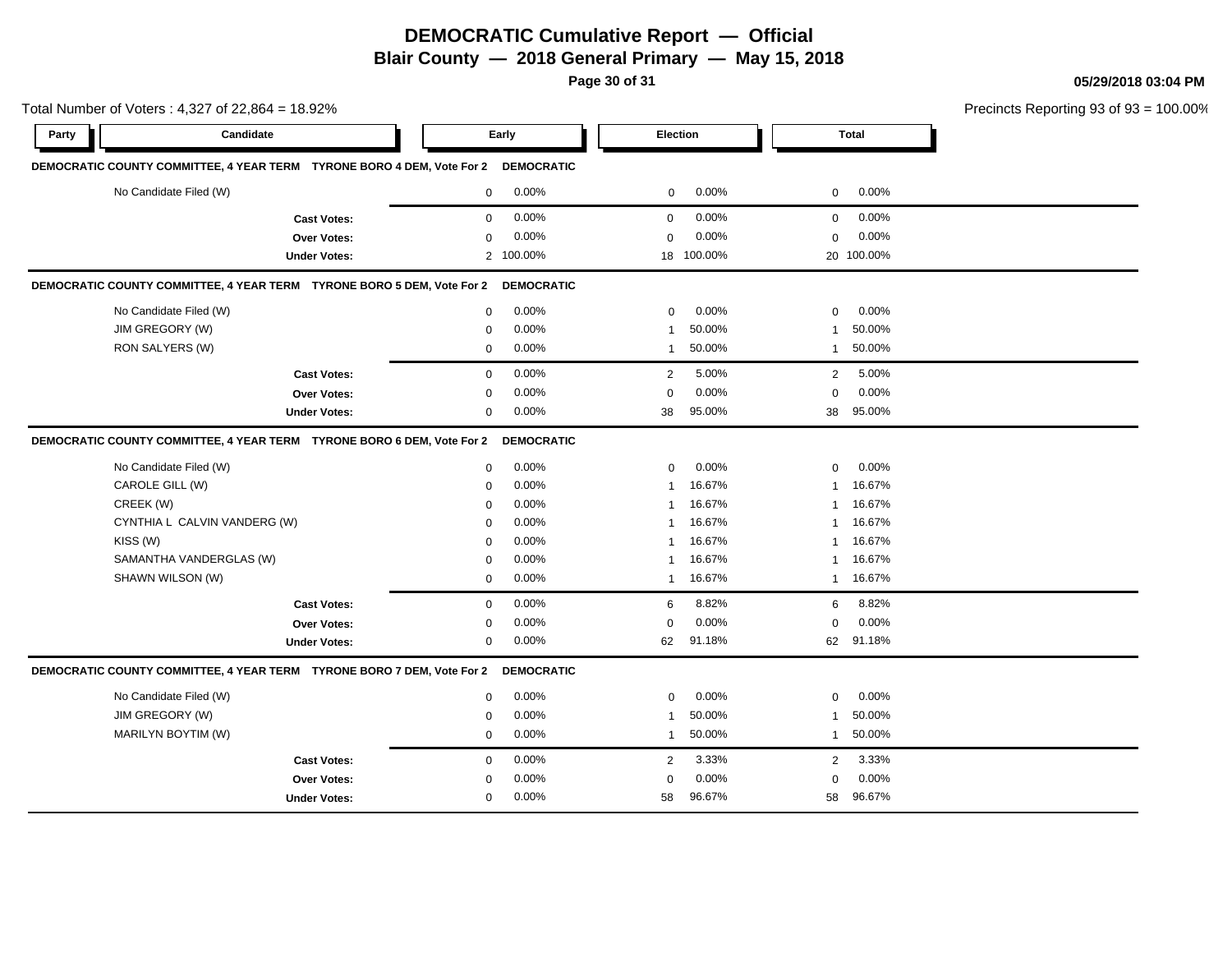# DEMOCRATIC Cumulative Report — Official

**Blair County — 2018 General Primary — May 15, 2018**

Total Number of Voters : 4,327 of 22,864 = 18.92%

Precincts Reporting 93 of 93 = 100.00%

| Party | Candidate | Early | | Election | | Total | |
|---|---|---|---|---|---|---|---|
| **DEMOCRATIC COUNTY COMMITTEE, 4 YEAR TERM TYRONE BORO 4 DEM, Vote For 2 DEMOCRATIC** | | | | | | | |
| | No Candidate Filed (W) | 0 | 0.00% | 0 | 0.00% | 0 | 0.00% |
| | **Cast Votes:** | 0 | 0.00% | 0 | 0.00% | 0 | 0.00% |
| | **Over Votes:** | 0 | 0.00% | 0 | 0.00% | 0 | 0.00% |
| | **Under Votes:** | 2 | 100.00% | 18 | 100.00% | 20 | 100.00% |
| **DEMOCRATIC COUNTY COMMITTEE, 4 YEAR TERM TYRONE BORO 5 DEM, Vote For 2 DEMOCRATIC** | | | | | | | |
| | No Candidate Filed (W) | 0 | 0.00% | 0 | 0.00% | 0 | 0.00% |
| | JIM GREGORY (W) | 0 | 0.00% | 1 | 50.00% | 1 | 50.00% |
| | RON SALYERS (W) | 0 | 0.00% | 1 | 50.00% | 1 | 50.00% |
| | **Cast Votes:** | 0 | 0.00% | 2 | 5.00% | 2 | 5.00% |
| | **Over Votes:** | 0 | 0.00% | 0 | 0.00% | 0 | 0.00% |
| | **Under Votes:** | 0 | 0.00% | 38 | 95.00% | 38 | 95.00% |
| **DEMOCRATIC COUNTY COMMITTEE, 4 YEAR TERM TYRONE BORO 6 DEM, Vote For 2 DEMOCRATIC** | | | | | | | |
| | No Candidate Filed (W) | 0 | 0.00% | 0 | 0.00% | 0 | 0.00% |
| | CAROLE GILL (W) | 0 | 0.00% | 1 | 16.67% | 1 | 16.67% |
| | CREEK (W) | 0 | 0.00% | 1 | 16.67% | 1 | 16.67% |
| | CYNTHIA L CALVIN VANDERG (W) | 0 | 0.00% | 1 | 16.67% | 1 | 16.67% |
| | KISS (W) | 0 | 0.00% | 1 | 16.67% | 1 | 16.67% |
| | SAMANTHA VANDERGLAS (W) | 0 | 0.00% | 1 | 16.67% | 1 | 16.67% |
| | SHAWN WILSON (W) | 0 | 0.00% | 1 | 16.67% | 1 | 16.67% |
| | **Cast Votes:** | 0 | 0.00% | 6 | 8.82% | 6 | 8.82% |
| | **Over Votes:** | 0 | 0.00% | 0 | 0.00% | 0 | 0.00% |
| | **Under Votes:** | 0 | 0.00% | 62 | 91.18% | 62 | 91.18% |
| **DEMOCRATIC COUNTY COMMITTEE, 4 YEAR TERM TYRONE BORO 7 DEM, Vote For 2 DEMOCRATIC** | | | | | | | |
| | No Candidate Filed (W) | 0 | 0.00% | 0 | 0.00% | 0 | 0.00% |
| | JIM GREGORY (W) | 0 | 0.00% | 1 | 50.00% | 1 | 50.00% |
| | MARILYN BOYTIM (W) | 0 | 0.00% | 1 | 50.00% | 1 | 50.00% |
| | **Cast Votes:** | 0 | 0.00% | 2 | 3.33% | 2 | 3.33% |
| | **Over Votes:** | 0 | 0.00% | 0 | 0.00% | 0 | 0.00% |
| | **Under Votes:** | 0 | 0.00% | 58 | 96.67% | 58 | 96.67% |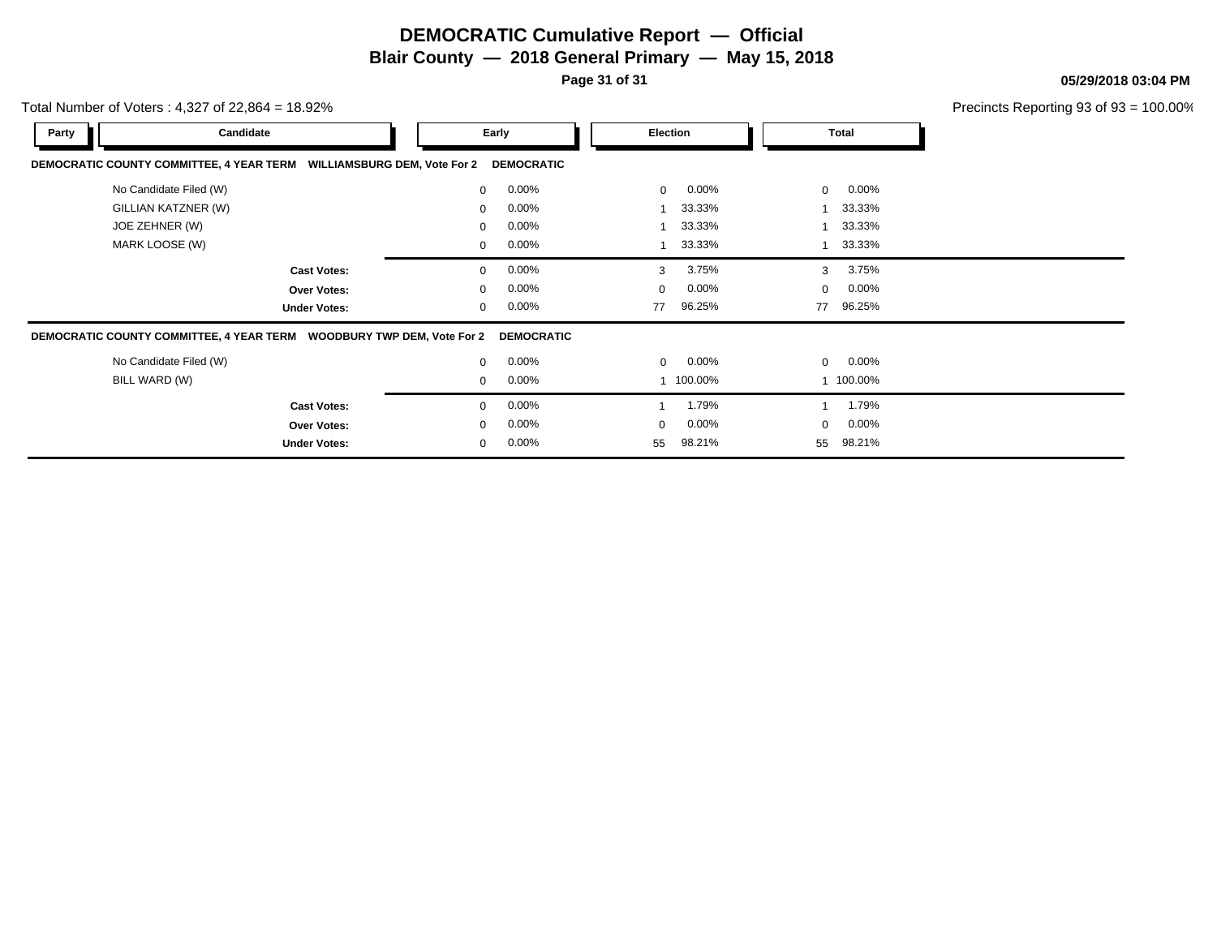# DEMOCRATIC Cumulative Report — Official

## Blair County — 2018 General Primary — May 15, 2018

05/29/2018 03:04 PM

Total Number of Voters : 4,327 of 22,864 = 18.92%

Precincts Reporting 93 of 93 = 100.00%

| Party | Candidate | Early | | Election | | Total | |
|---|---|---|---|---|---|---|---|
| **DEMOCRATIC COUNTY COMMITTEE, 4 YEAR TERM WILLIAMSBURG DEM, Vote For 2** | **DEMOCRATIC** | | | | | | |
| | No Candidate Filed (W) | 0 | 0.00% | 0 | 0.00% | 0 | 0.00% |
| | GILLIAN KATZNER (W) | 0 | 0.00% | 1 | 33.33% | 1 | 33.33% |
| | JOE ZEHNER (W) | 0 | 0.00% | 1 | 33.33% | 1 | 33.33% |
| | MARK LOOSE (W) | 0 | 0.00% | 1 | 33.33% | 1 | 33.33% |
| | **Cast Votes:** | 0 | 0.00% | 3 | 3.75% | 3 | 3.75% |
| | **Over Votes:** | 0 | 0.00% | 0 | 0.00% | 0 | 0.00% |
| | **Under Votes:** | 0 | 0.00% | 77 | 96.25% | 77 | 96.25% |
| **DEMOCRATIC COUNTY COMMITTEE, 4 YEAR TERM WOODBURY TWP DEM, Vote For 2** | **DEMOCRATIC** | | | | | | |
| | No Candidate Filed (W) | 0 | 0.00% | 0 | 0.00% | 0 | 0.00% |
| | BILL WARD (W) | 0 | 0.00% | 1 | 100.00% | 1 | 100.00% |
| | **Cast Votes:** | 0 | 0.00% | 1 | 1.79% | 1 | 1.79% |
| | **Over Votes:** | 0 | 0.00% | 0 | 0.00% | 0 | 0.00% |
| | **Under Votes:** | 0 | 0.00% | 55 | 98.21% | 55 | 98.21% |